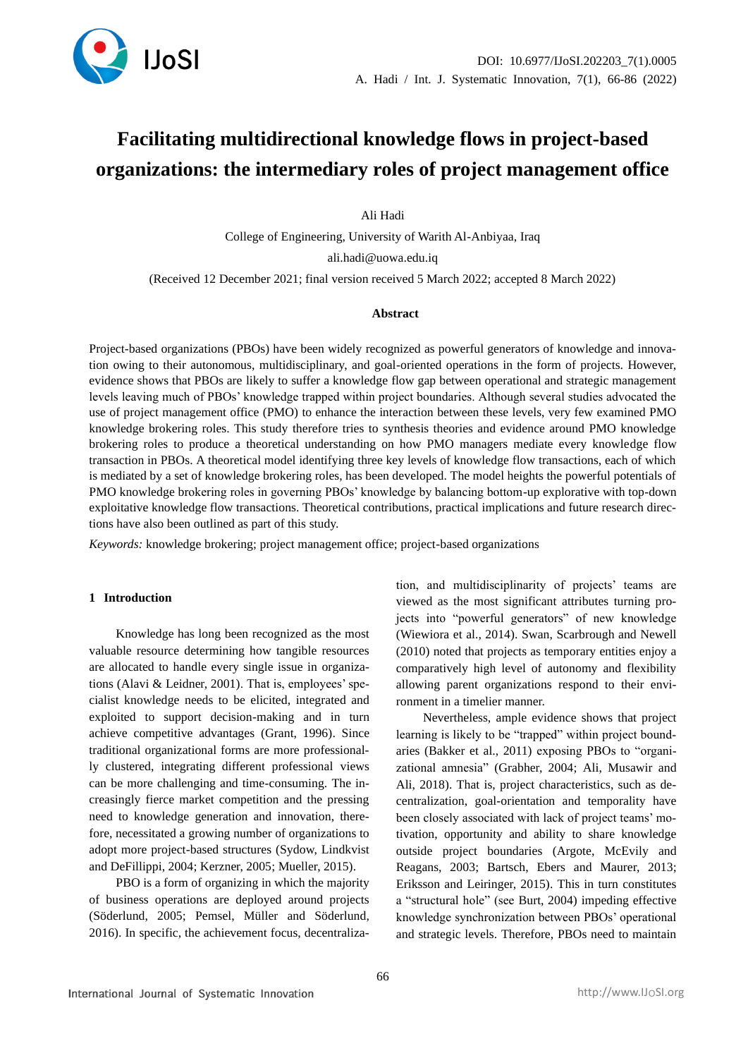# Facilitating multidirectional knowledge flows in project-based organizations: the intermediary roles of project management office

Ali Hadi

College of Engineering, University of Warith Al-Anbiyaa, Iraq

ali.hadi@uowa.edu.iq

(Received 12 December 2021; final version received 5 March 2022; accepted 8 March 2022)

### Abstract

Project-based organizations (PBOs) have been widely recognized as powerful generators of knowledge and innovation owing to their autonomous, multidisciplinary, and goal-oriented operations in the form of projects. However, evidence shows that PBOs are likely to suffer a knowledge flow gap between operational and strategic management levels leaving much of PBOs' knowledge trapped within project boundaries. Although several studies advocated the use of project management office (PMO) to enhance the interaction between these levels, very few examined PMO knowledge brokering roles. This study therefore tries to synthesis theories and evidence around PMO knowledge brokering roles to produce a theoretical understanding on how PMO managers mediate every knowledge flow transaction in PBOs. A theoretical model identifying three key levels of knowledge flow transactions, each of which is mediated by a set of knowledge brokering roles, has been developed. The model heights the powerful potentials of PMO knowledge brokering roles in governing PBOs' knowledge by balancing bottom-up explorative with top-down exploitative knowledge flow transactions. Theoretical contributions, practical implications and future research directions have also been outlined as part of this study.

*Keywords:* knowledge brokering; project management office; project-based organizations

## 1 Introduction

Knowledge has long been recognized as the most valuable resource determining how tangible resources are allocated to handle every single issue in organizations (Alavi & Leidner, 2001). That is, employees' specialist knowledge needs to be elicited, integrated and exploited to support decision-making and in turn achieve competitive advantages (Grant, 1996). Since traditional organizational forms are more professionally clustered, integrating different professional views can be more challenging and time-consuming. The increasingly fierce market competition and the pressing need to knowledge generation and innovation, therefore, necessitated a growing number of organizations to adopt more project-based structures (Sydow, Lindkvist and DeFillippi, 2004; Kerzner, 2005; Mueller, 2015).

PBO is a form of organizing in which the majority of business operations are deployed around projects (Söderlund, 2005; Pemsel, Müller and Söderlund, 2016). In specific, the achievement focus, decentralization, and multidisciplinarity of projects' teams are viewed as the most significant attributes turning projects into "powerful generators" of new knowledge (Wiewiora et al., 2014). Swan, Scarbrough and Newell (2010) noted that projects as temporary entities enjoy a comparatively high level of autonomy and flexibility allowing parent organizations respond to their environment in a timelier manner.

Nevertheless, ample evidence shows that project learning is likely to be "trapped" within project boundaries (Bakker et al., 2011) exposing PBOs to "organizational amnesia" (Grabher, 2004; Ali, Musawir and Ali, 2018). That is, project characteristics, such as decentralization, goal-orientation and temporality have been closely associated with lack of project teams' motivation, opportunity and ability to share knowledge outside project boundaries (Argote, McEvily and Reagans, 2003; Bartsch, Ebers and Maurer, 2013; Eriksson and Leiringer, 2015). This in turn constitutes a "structural hole" (see Burt, 2004) impeding effective knowledge synchronization between PBOs' operational and strategic levels. Therefore, PBOs need to maintain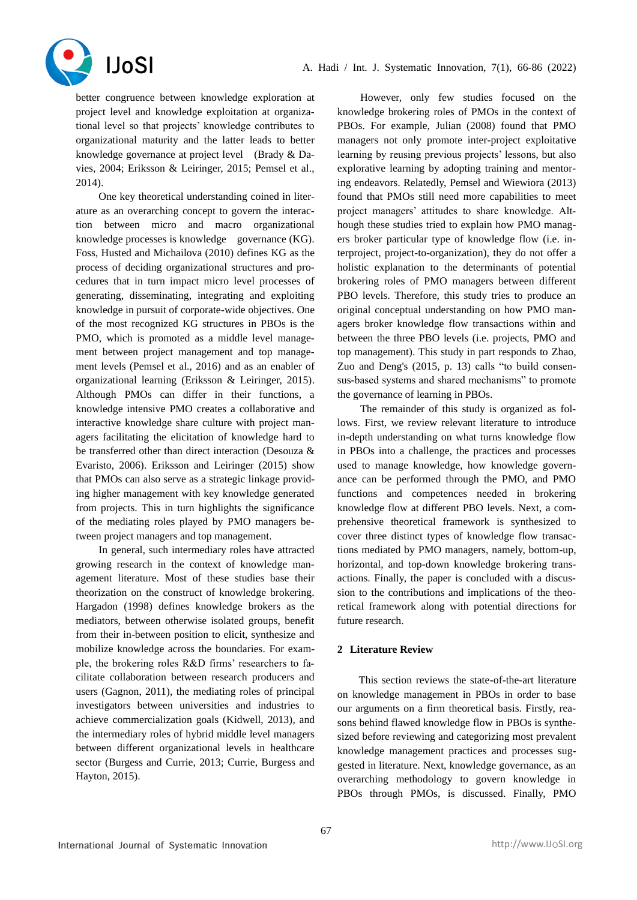better congruence between knowledge exploration at project level and knowledge exploitation at organizational level so that projects' knowledge contributes to organizational maturity and the latter leads to better knowledge governance at project level (Brady & Davies, 2004; Eriksson & Leiringer, 2015; Pemsel et al., 2014).

One key theoretical understanding coined in literature as an overarching concept to govern the interaction between micro and macro organizational knowledge processes is knowledge governance (KG). Foss, Husted and Michailova (2010) defines KG as the process of deciding organizational structures and procedures that in turn impact micro level processes of generating, disseminating, integrating and exploiting knowledge in pursuit of corporate-wide objectives. One of the most recognized KG structures in PBOs is the PMO, which is promoted as a middle level management between project management and top management levels (Pemsel et al., 2016) and as an enabler of organizational learning (Eriksson & Leiringer, 2015). Although PMOs can differ in their functions, a knowledge intensive PMO creates a collaborative and interactive knowledge share culture with project managers facilitating the elicitation of knowledge hard to be transferred other than direct interaction (Desouza & Evaristo, 2006). Eriksson and Leiringer (2015) show that PMOs can also serve as a strategic linkage providing higher management with key knowledge generated from projects. This in turn highlights the significance of the mediating roles played by PMO managers between project managers and top management.

In general, such intermediary roles have attracted growing research in the context of knowledge management literature. Most of these studies base their theorization on the construct of knowledge brokering. Hargadon (1998) defines knowledge brokers as the mediators, between otherwise isolated groups, benefit from their in-between position to elicit, synthesize and mobilize knowledge across the boundaries. For example, the brokering roles R&D firms' researchers to facilitate collaboration between research producers and users (Gagnon, 2011), the mediating roles of principal investigators between universities and industries to achieve commercialization goals (Kidwell, 2013), and the intermediary roles of hybrid middle level managers between different organizational levels in healthcare sector (Burgess and Currie, 2013; Currie, Burgess and Hayton, 2015).

However, only few studies focused on the knowledge brokering roles of PMOs in the context of PBOs. For example, Julian (2008) found that PMO managers not only promote inter-project exploitative learning by reusing previous projects' lessons, but also explorative learning by adopting training and mentoring endeavors. Relatedly, Pemsel and Wiewiora (2013) found that PMOs still need more capabilities to meet project managers' attitudes to share knowledge. Although these studies tried to explain how PMO managers broker particular type of knowledge flow (i.e. interproject, project-to-organization), they do not offer a holistic explanation to the determinants of potential brokering roles of PMO managers between different PBO levels. Therefore, this study tries to produce an original conceptual understanding on how PMO managers broker knowledge flow transactions within and between the three PBO levels (i.e. projects, PMO and top management). This study in part responds to Zhao, Zuo and Deng's (2015, p. 13) calls "to build consensus-based systems and shared mechanisms" to promote the governance of learning in PBOs.

The remainder of this study is organized as follows. First, we review relevant literature to introduce in-depth understanding on what turns knowledge flow in PBOs into a challenge, the practices and processes used to manage knowledge, how knowledge governance can be performed through the PMO, and PMO functions and competences needed in brokering knowledge flow at different PBO levels. Next, a comprehensive theoretical framework is synthesized to cover three distinct types of knowledge flow transactions mediated by PMO managers, namely, bottom-up, horizontal, and top-down knowledge brokering transactions. Finally, the paper is concluded with a discussion to the contributions and implications of the theoretical framework along with potential directions for future research.

## 2 Literature Review

This section reviews the state-of-the-art literature on knowledge management in PBOs in order to base our arguments on a firm theoretical basis. Firstly, reasons behind flawed knowledge flow in PBOs is synthesized before reviewing and categorizing most prevalent knowledge management practices and processes suggested in literature. Next, knowledge governance, as an overarching methodology to govern knowledge in PBOs through PMOs, is discussed. Finally, PMO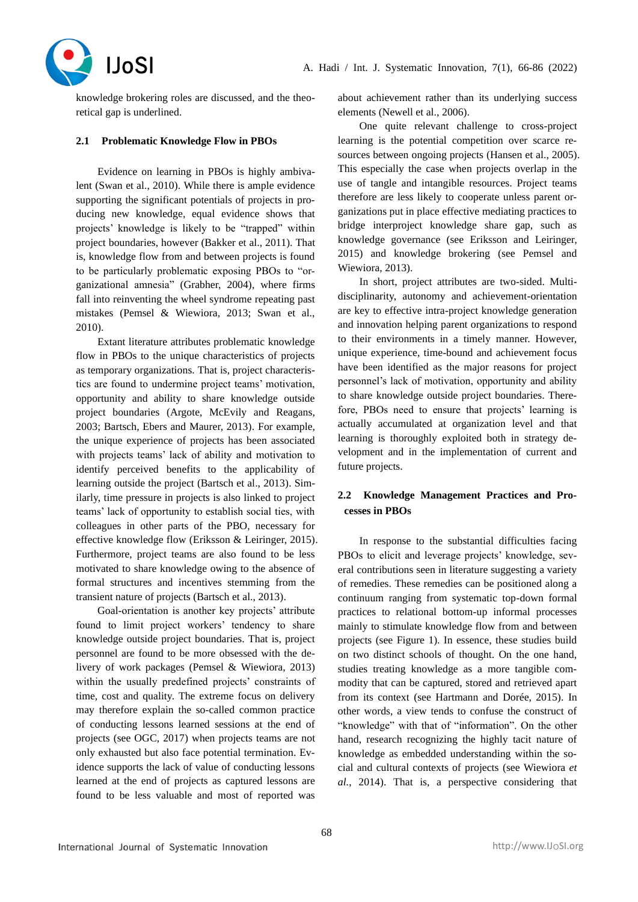knowledge brokering roles are discussed, and the theoretical gap is underlined.

### 2.1 Problematic Knowledge Flow in PBOs

Evidence on learning in PBOs is highly ambivalent (Swan et al., 2010). While there is ample evidence supporting the significant potentials of projects in producing new knowledge, equal evidence shows that projects' knowledge is likely to be "trapped" within project boundaries, however (Bakker et al., 2011). That is, knowledge flow from and between projects is found to be particularly problematic exposing PBOs to "organizational amnesia" (Grabher, 2004), where firms fall into reinventing the wheel syndrome repeating past mistakes (Pemsel & Wiewiora, 2013; Swan et al., 2010).

Extant literature attributes problematic knowledge flow in PBOs to the unique characteristics of projects as temporary organizations. That is, project characteristics are found to undermine project teams' motivation, opportunity and ability to share knowledge outside project boundaries (Argote, McEvily and Reagans, 2003; Bartsch, Ebers and Maurer, 2013). For example, the unique experience of projects has been associated with projects teams' lack of ability and motivation to identify perceived benefits to the applicability of learning outside the project (Bartsch et al., 2013). Similarly, time pressure in projects is also linked to project teams' lack of opportunity to establish social ties, with colleagues in other parts of the PBO, necessary for effective knowledge flow (Eriksson & Leiringer, 2015). Furthermore, project teams are also found to be less motivated to share knowledge owing to the absence of formal structures and incentives stemming from the transient nature of projects (Bartsch et al., 2013).

Goal-orientation is another key projects' attribute found to limit project workers' tendency to share knowledge outside project boundaries. That is, project personnel are found to be more obsessed with the delivery of work packages (Pemsel & Wiewiora, 2013) within the usually predefined projects' constraints of time, cost and quality. The extreme focus on delivery may therefore explain the so-called common practice of conducting lessons learned sessions at the end of projects (see OGC, 2017) when projects teams are not only exhausted but also face potential termination. Evidence supports the lack of value of conducting lessons learned at the end of projects as captured lessons are found to be less valuable and most of reported was about achievement rather than its underlying success elements (Newell et al., 2006).

One quite relevant challenge to cross-project learning is the potential competition over scarce resources between ongoing projects (Hansen et al., 2005). This especially the case when projects overlap in the use of tangle and intangible resources. Project teams therefore are less likely to cooperate unless parent organizations put in place effective mediating practices to bridge interproject knowledge share gap, such as knowledge governance (see Eriksson and Leiringer, 2015) and knowledge brokering (see Pemsel and Wiewiora, 2013).

In short, project attributes are two-sided. Multidisciplinarity, autonomy and achievement-orientation are key to effective intra-project knowledge generation and innovation helping parent organizations to respond to their environments in a timely manner. However, unique experience, time-bound and achievement focus have been identified as the major reasons for project personnel's lack of motivation, opportunity and ability to share knowledge outside project boundaries. Therefore, PBOs need to ensure that projects' learning is actually accumulated at organization level and that learning is thoroughly exploited both in strategy development and in the implementation of current and future projects.

### 2.2 Knowledge Management Practices and Processes in PBOs

In response to the substantial difficulties facing PBOs to elicit and leverage projects' knowledge, several contributions seen in literature suggesting a variety of remedies. These remedies can be positioned along a continuum ranging from systematic top-down formal practices to relational bottom-up informal processes mainly to stimulate knowledge flow from and between projects (see Figure 1). In essence, these studies build on two distinct schools of thought. On the one hand, studies treating knowledge as a more tangible commodity that can be captured, stored and retrieved apart from its context (see Hartmann and Dorée, 2015). In other words, a view tends to confuse the construct of "knowledge" with that of "information". On the other hand, research recognizing the highly tacit nature of knowledge as embedded understanding within the social and cultural contexts of projects (see Wiewiora *et al.*, 2014). That is, a perspective considering that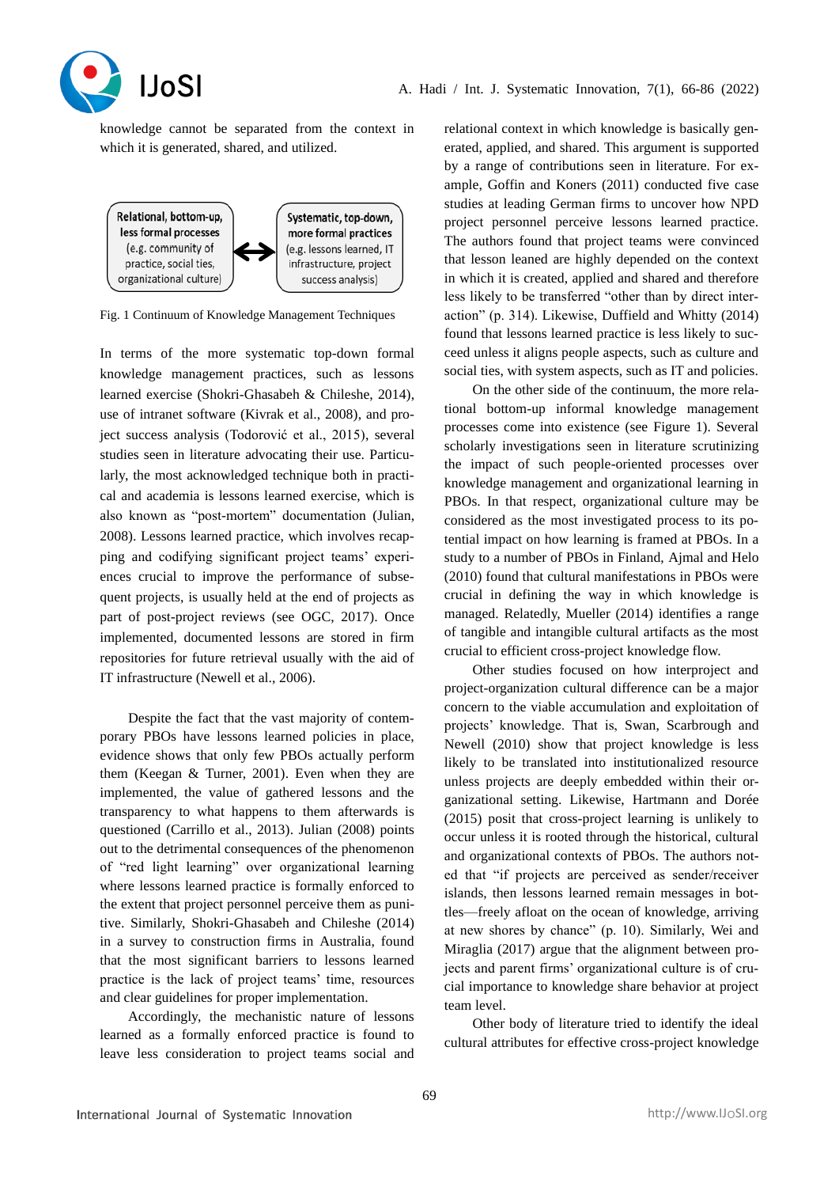knowledge cannot be separated from the context in which it is generated, shared, and utilized.

| Relational, bottom-up, less formal processes (e.g. community of practice, social ties, organizational culture) | ⟷ | Systematic, top-down, more formal practices (e.g. lessons learned, IT infrastructure, project success analysis) |
|---|---|---|

Fig. 1 Continuum of Knowledge Management Techniques

In terms of the more systematic top-down formal knowledge management practices, such as lessons learned exercise (Shokri-Ghasabeh & Chileshe, 2014), use of intranet software (Kivrak et al., 2008), and project success analysis (Todorović et al., 2015), several studies seen in literature advocating their use. Particularly, the most acknowledged technique both in practical and academia is lessons learned exercise, which is also known as "post-mortem" documentation (Julian, 2008). Lessons learned practice, which involves recapping and codifying significant project teams' experiences crucial to improve the performance of subsequent projects, is usually held at the end of projects as part of post-project reviews (see OGC, 2017). Once implemented, documented lessons are stored in firm repositories for future retrieval usually with the aid of IT infrastructure (Newell et al., 2006).

Despite the fact that the vast majority of contemporary PBOs have lessons learned policies in place, evidence shows that only few PBOs actually perform them (Keegan & Turner, 2001). Even when they are implemented, the value of gathered lessons and the transparency to what happens to them afterwards is questioned (Carrillo et al., 2013). Julian (2008) points out to the detrimental consequences of the phenomenon of "red light learning" over organizational learning where lessons learned practice is formally enforced to the extent that project personnel perceive them as punitive. Similarly, Shokri-Ghasabeh and Chileshe (2014) in a survey to construction firms in Australia, found that the most significant barriers to lessons learned practice is the lack of project teams' time, resources and clear guidelines for proper implementation.

Accordingly, the mechanistic nature of lessons learned as a formally enforced practice is found to leave less consideration to project teams social and relational context in which knowledge is basically generated, applied, and shared. This argument is supported by a range of contributions seen in literature. For example, Goffin and Koners (2011) conducted five case studies at leading German firms to uncover how NPD project personnel perceive lessons learned practice. The authors found that project teams were convinced that lesson leaned are highly depended on the context in which it is created, applied and shared and therefore less likely to be transferred "other than by direct interaction" (p. 314). Likewise, Duffield and Whitty (2014) found that lessons learned practice is less likely to succeed unless it aligns people aspects, such as culture and social ties, with system aspects, such as IT and policies.

On the other side of the continuum, the more relational bottom-up informal knowledge management processes come into existence (see Figure 1). Several scholarly investigations seen in literature scrutinizing the impact of such people-oriented processes over knowledge management and organizational learning in PBOs. In that respect, organizational culture may be considered as the most investigated process to its potential impact on how learning is framed at PBOs. In a study to a number of PBOs in Finland, Ajmal and Helo (2010) found that cultural manifestations in PBOs were crucial in defining the way in which knowledge is managed. Relatedly, Mueller (2014) identifies a range of tangible and intangible cultural artifacts as the most crucial to efficient cross-project knowledge flow.

Other studies focused on how interproject and project-organization cultural difference can be a major concern to the viable accumulation and exploitation of projects' knowledge. That is, Swan, Scarbrough and Newell (2010) show that project knowledge is less likely to be translated into institutionalized resource unless projects are deeply embedded within their organizational setting. Likewise, Hartmann and Dorée (2015) posit that cross-project learning is unlikely to occur unless it is rooted through the historical, cultural and organizational contexts of PBOs. The authors noted that "if projects are perceived as sender/receiver islands, then lessons learned remain messages in bottles—freely afloat on the ocean of knowledge, arriving at new shores by chance" (p. 10). Similarly, Wei and Miraglia (2017) argue that the alignment between projects and parent firms' organizational culture is of crucial importance to knowledge share behavior at project team level.

Other body of literature tried to identify the ideal cultural attributes for effective cross-project knowledge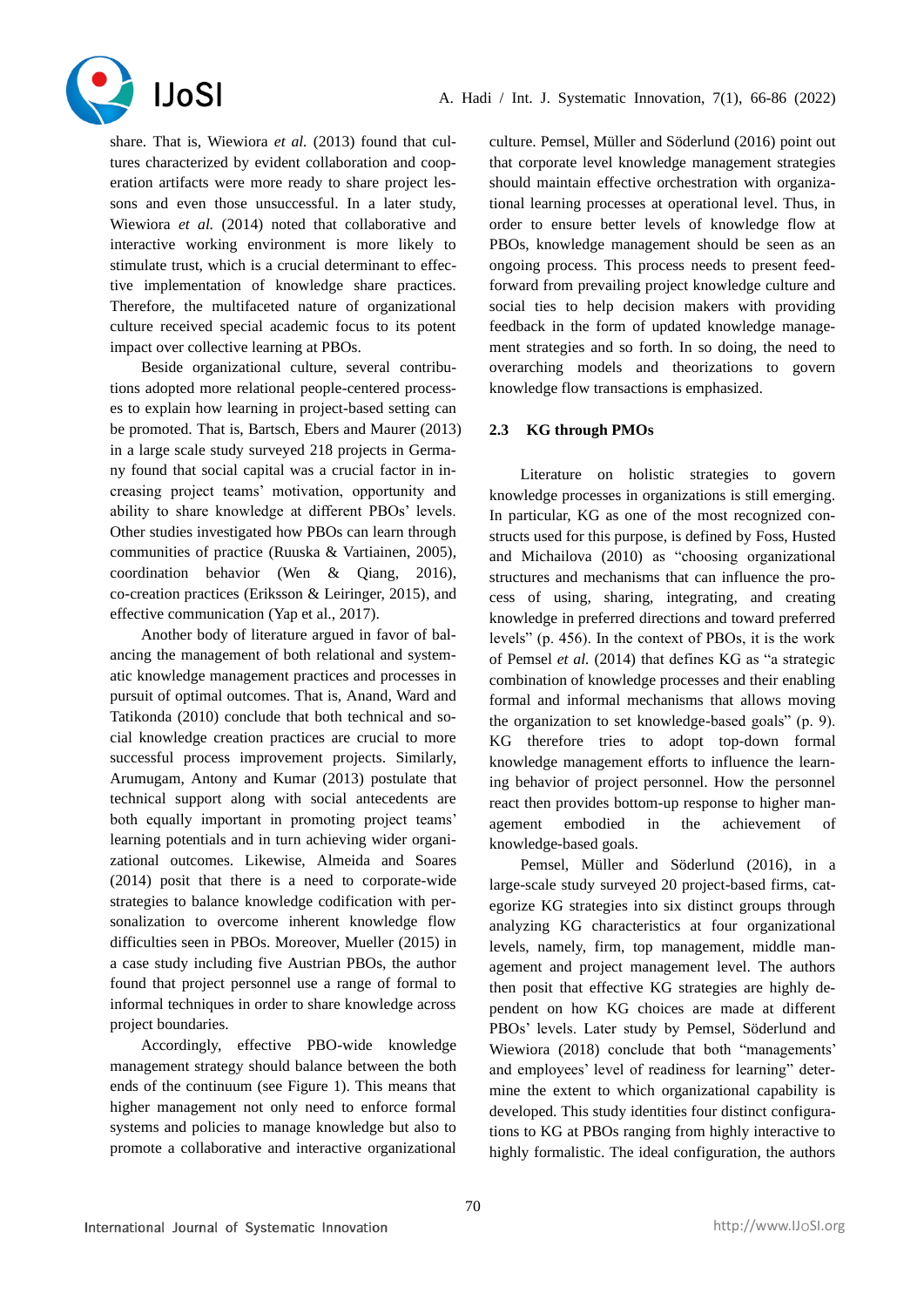share. That is, Wiewiora *et al.* (2013) found that cultures characterized by evident collaboration and cooperation artifacts were more ready to share project lessons and even those unsuccessful. In a later study, Wiewiora *et al.* (2014) noted that collaborative and interactive working environment is more likely to stimulate trust, which is a crucial determinant to effective implementation of knowledge share practices. Therefore, the multifaceted nature of organizational culture received special academic focus to its potent impact over collective learning at PBOs.

Beside organizational culture, several contributions adopted more relational people-centered processes to explain how learning in project-based setting can be promoted. That is, Bartsch, Ebers and Maurer (2013) in a large scale study surveyed 218 projects in Germany found that social capital was a crucial factor in increasing project teams' motivation, opportunity and ability to share knowledge at different PBOs' levels. Other studies investigated how PBOs can learn through communities of practice (Ruuska & Vartiainen, 2005), coordination behavior (Wen & Qiang, 2016), co-creation practices (Eriksson & Leiringer, 2015), and effective communication (Yap et al., 2017).

Another body of literature argued in favor of balancing the management of both relational and systematic knowledge management practices and processes in pursuit of optimal outcomes. That is, Anand, Ward and Tatikonda (2010) conclude that both technical and social knowledge creation practices are crucial to more successful process improvement projects. Similarly, Arumugam, Antony and Kumar (2013) postulate that technical support along with social antecedents are both equally important in promoting project teams' learning potentials and in turn achieving wider organizational outcomes. Likewise, Almeida and Soares (2014) posit that there is a need to corporate-wide strategies to balance knowledge codification with personalization to overcome inherent knowledge flow difficulties seen in PBOs. Moreover, Mueller (2015) in a case study including five Austrian PBOs, the author found that project personnel use a range of formal to informal techniques in order to share knowledge across project boundaries.

Accordingly, effective PBO-wide knowledge management strategy should balance between the both ends of the continuum (see Figure 1). This means that higher management not only need to enforce formal systems and policies to manage knowledge but also to promote a collaborative and interactive organizational culture. Pemsel, Müller and Söderlund (2016) point out that corporate level knowledge management strategies should maintain effective orchestration with organizational learning processes at operational level. Thus, in order to ensure better levels of knowledge flow at PBOs, knowledge management should be seen as an ongoing process. This process needs to present feedforward from prevailing project knowledge culture and social ties to help decision makers with providing feedback in the form of updated knowledge management strategies and so forth. In so doing, the need to overarching models and theorizations to govern knowledge flow transactions is emphasized.

## 2.3 KG through PMOs

Literature on holistic strategies to govern knowledge processes in organizations is still emerging. In particular, KG as one of the most recognized constructs used for this purpose, is defined by Foss, Husted and Michailova (2010) as "choosing organizational structures and mechanisms that can influence the process of using, sharing, integrating, and creating knowledge in preferred directions and toward preferred levels" (p. 456). In the context of PBOs, it is the work of Pemsel *et al.* (2014) that defines KG as "a strategic combination of knowledge processes and their enabling formal and informal mechanisms that allows moving the organization to set knowledge-based goals" (p. 9). KG therefore tries to adopt top-down formal knowledge management efforts to influence the learning behavior of project personnel. How the personnel react then provides bottom-up response to higher management embodied in the achievement of knowledge-based goals.

Pemsel, Müller and Söderlund (2016), in a large-scale study surveyed 20 project-based firms, categorize KG strategies into six distinct groups through analyzing KG characteristics at four organizational levels, namely, firm, top management, middle management and project management level. The authors then posit that effective KG strategies are highly dependent on how KG choices are made at different PBOs' levels. Later study by Pemsel, Söderlund and Wiewiora (2018) conclude that both "managements' and employees' level of readiness for learning" determine the extent to which organizational capability is developed. This study identities four distinct configurations to KG at PBOs ranging from highly interactive to highly formalistic. The ideal configuration, the authors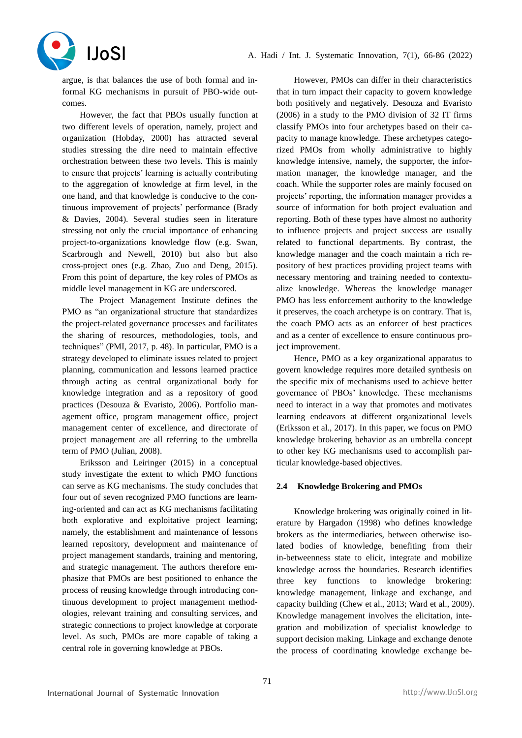argue, is that balances the use of both formal and informal KG mechanisms in pursuit of PBO-wide outcomes.

However, the fact that PBOs usually function at two different levels of operation, namely, project and organization (Hobday, 2000) has attracted several studies stressing the dire need to maintain effective orchestration between these two levels. This is mainly to ensure that projects' learning is actually contributing to the aggregation of knowledge at firm level, in the one hand, and that knowledge is conducive to the continuous improvement of projects' performance (Brady & Davies, 2004). Several studies seen in literature stressing not only the crucial importance of enhancing project-to-organizations knowledge flow (e.g. Swan, Scarbrough and Newell, 2010) but also but also cross-project ones (e.g. Zhao, Zuo and Deng, 2015). From this point of departure, the key roles of PMOs as middle level management in KG are underscored.

The Project Management Institute defines the PMO as "an organizational structure that standardizes the project-related governance processes and facilitates the sharing of resources, methodologies, tools, and techniques" (PMI, 2017, p. 48). In particular, PMO is a strategy developed to eliminate issues related to project planning, communication and lessons learned practice through acting as central organizational body for knowledge integration and as a repository of good practices (Desouza & Evaristo, 2006). Portfolio management office, program management office, project management center of excellence, and directorate of project management are all referring to the umbrella term of PMO (Julian, 2008).

Eriksson and Leiringer (2015) in a conceptual study investigate the extent to which PMO functions can serve as KG mechanisms. The study concludes that four out of seven recognized PMO functions are learning-oriented and can act as KG mechanisms facilitating both explorative and exploitative project learning; namely, the establishment and maintenance of lessons learned repository, development and maintenance of project management standards, training and mentoring, and strategic management. The authors therefore emphasize that PMOs are best positioned to enhance the process of reusing knowledge through introducing continuous development to project management methodologies, relevant training and consulting services, and strategic connections to project knowledge at corporate level. As such, PMOs are more capable of taking a central role in governing knowledge at PBOs.

However, PMOs can differ in their characteristics that in turn impact their capacity to govern knowledge both positively and negatively. Desouza and Evaristo (2006) in a study to the PMO division of 32 IT firms classify PMOs into four archetypes based on their capacity to manage knowledge. These archetypes categorized PMOs from wholly administrative to highly knowledge intensive, namely, the supporter, the information manager, the knowledge manager, and the coach. While the supporter roles are mainly focused on projects' reporting, the information manager provides a source of information for both project evaluation and reporting. Both of these types have almost no authority to influence projects and project success are usually related to functional departments. By contrast, the knowledge manager and the coach maintain a rich repository of best practices providing project teams with necessary mentoring and training needed to contextualize knowledge. Whereas the knowledge manager PMO has less enforcement authority to the knowledge it preserves, the coach archetype is on contrary. That is, the coach PMO acts as an enforcer of best practices and as a center of excellence to ensure continuous project improvement.

Hence, PMO as a key organizational apparatus to govern knowledge requires more detailed synthesis on the specific mix of mechanisms used to achieve better governance of PBOs' knowledge. These mechanisms need to interact in a way that promotes and motivates learning endeavors at different organizational levels (Eriksson et al., 2017). In this paper, we focus on PMO knowledge brokering behavior as an umbrella concept to other key KG mechanisms used to accomplish particular knowledge-based objectives.

### 2.4 Knowledge Brokering and PMOs

Knowledge brokering was originally coined in literature by Hargadon (1998) who defines knowledge brokers as the intermediaries, between otherwise isolated bodies of knowledge, benefiting from their in-betweenness state to elicit, integrate and mobilize knowledge across the boundaries. Research identifies three key functions to knowledge brokering: knowledge management, linkage and exchange, and capacity building (Chew et al., 2013; Ward et al., 2009). Knowledge management involves the elicitation, integration and mobilization of specialist knowledge to support decision making. Linkage and exchange denote the process of coordinating knowledge exchange be-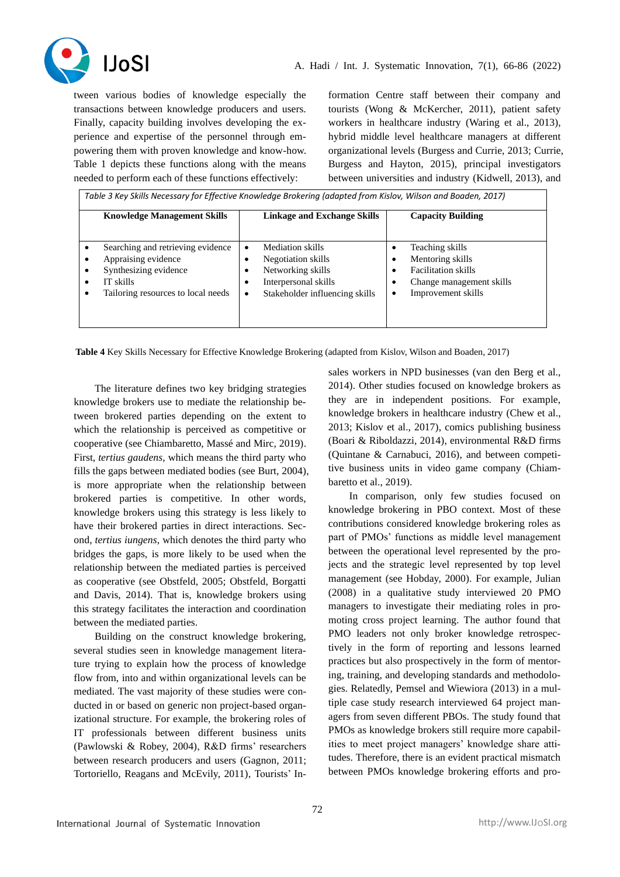tween various bodies of knowledge especially the transactions between knowledge producers and users. Finally, capacity building involves developing the experience and expertise of the personnel through empowering them with proven knowledge and know-how. Table 1 depicts these functions along with the means needed to perform each of these functions effectively:

*Table 3 Key Skills Necessary for Effective Knowledge Brokering (adapted from Kislov, Wilson and Boaden, 2017)*

| Knowledge Management Skills | Linkage and Exchange Skills | Capacity Building |
|---|---|---|
| • Searching and retrieving evidence<br>• Appraising evidence<br>• Synthesizing evidence<br>• IT skills<br>• Tailoring resources to local needs | • Mediation skills<br>• Negotiation skills<br>• Networking skills<br>• Interpersonal skills<br>• Stakeholder influencing skills | • Teaching skills<br>• Mentoring skills<br>• Facilitation skills<br>• Change management skills<br>• Improvement skills |

**Table 4** Key Skills Necessary for Effective Knowledge Brokering (adapted from Kislov, Wilson and Boaden, 2017)

The literature defines two key bridging strategies knowledge brokers use to mediate the relationship between brokered parties depending on the extent to which the relationship is perceived as competitive or cooperative (see Chiambaretto, Massé and Mirc, 2019). First, *tertius gaudens*, which means the third party who fills the gaps between mediated bodies (see Burt, 2004), is more appropriate when the relationship between brokered parties is competitive. In other words, knowledge brokers using this strategy is less likely to have their brokered parties in direct interactions. Second, *tertius iungens*, which denotes the third party who bridges the gaps, is more likely to be used when the relationship between the mediated parties is perceived as cooperative (see Obstfeld, 2005; Obstfeld, Borgatti and Davis, 2014). That is, knowledge brokers using this strategy facilitates the interaction and coordination between the mediated parties.

Building on the construct knowledge brokering, several studies seen in knowledge management literature trying to explain how the process of knowledge flow from, into and within organizational levels can be mediated. The vast majority of these studies were conducted in or based on generic non project-based organizational structure. For example, the brokering roles of IT professionals between different business units (Pawlowski & Robey, 2004), R&D firms' researchers between research producers and users (Gagnon, 2011; Tortoriello, Reagans and McEvily, 2011), Tourists' Information Centre staff between their company and tourists (Wong & McKercher, 2011), patient safety workers in healthcare industry (Waring et al., 2013), hybrid middle level healthcare managers at different organizational levels (Burgess and Currie, 2013; Currie, Burgess and Hayton, 2015), principal investigators between universities and industry (Kidwell, 2013), and sales workers in NPD businesses (van den Berg et al., 2014). Other studies focused on knowledge brokers as they are in independent positions. For example, knowledge brokers in healthcare industry (Chew et al., 2013; Kislov et al., 2017), comics publishing business (Boari & Riboldazzi, 2014), environmental R&D firms (Quintane & Carnabuci, 2016), and between competitive business units in video game company (Chiambaretto et al., 2019).

In comparison, only few studies focused on knowledge brokering in PBO context. Most of these contributions considered knowledge brokering roles as part of PMOs' functions as middle level management between the operational level represented by the projects and the strategic level represented by top level management (see Hobday, 2000). For example, Julian (2008) in a qualitative study interviewed 20 PMO managers to investigate their mediating roles in promoting cross project learning. The author found that PMO leaders not only broker knowledge retrospectively in the form of reporting and lessons learned practices but also prospectively in the form of mentoring, training, and developing standards and methodologies. Relatedly, Pemsel and Wiewiora (2013) in a multiple case study research interviewed 64 project managers from seven different PBOs. The study found that PMOs as knowledge brokers still require more capabilities to meet project managers' knowledge share attitudes. Therefore, there is an evident practical mismatch between PMOs knowledge brokering efforts and pro-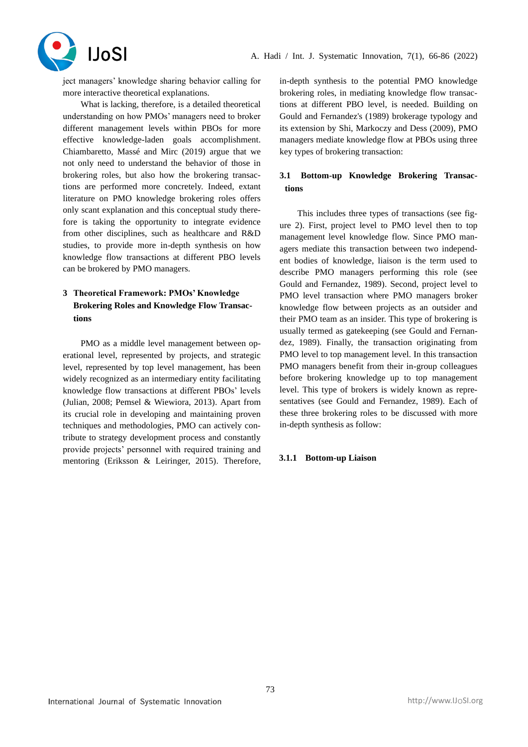ject managers' knowledge sharing behavior calling for more interactive theoretical explanations.

What is lacking, therefore, is a detailed theoretical understanding on how PMOs' managers need to broker different management levels within PBOs for more effective knowledge-laden goals accomplishment. Chiambaretto, Massé and Mirc (2019) argue that we not only need to understand the behavior of those in brokering roles, but also how the brokering transactions are performed more concretely. Indeed, extant literature on PMO knowledge brokering roles offers only scant explanation and this conceptual study therefore is taking the opportunity to integrate evidence from other disciplines, such as healthcare and R&D studies, to provide more in-depth synthesis on how knowledge flow transactions at different PBO levels can be brokered by PMO managers.

## 3 Theoretical Framework: PMOs' Knowledge Brokering Roles and Knowledge Flow Transactions

PMO as a middle level management between operational level, represented by projects, and strategic level, represented by top level management, has been widely recognized as an intermediary entity facilitating knowledge flow transactions at different PBOs' levels (Julian, 2008; Pemsel & Wiewiora, 2013). Apart from its crucial role in developing and maintaining proven techniques and methodologies, PMO can actively contribute to strategy development process and constantly provide projects' personnel with required training and mentoring (Eriksson & Leiringer, 2015). Therefore, in-depth synthesis to the potential PMO knowledge brokering roles, in mediating knowledge flow transactions at different PBO level, is needed. Building on Gould and Fernandez's (1989) brokerage typology and its extension by Shi, Markoczy and Dess (2009), PMO managers mediate knowledge flow at PBOs using three key types of brokering transaction:

### 3.1 Bottom-up Knowledge Brokering Transactions

This includes three types of transactions (see figure 2). First, project level to PMO level then to top management level knowledge flow. Since PMO managers mediate this transaction between two independent bodies of knowledge, liaison is the term used to describe PMO managers performing this role (see Gould and Fernandez, 1989). Second, project level to PMO level transaction where PMO managers broker knowledge flow between projects as an outsider and their PMO team as an insider. This type of brokering is usually termed as gatekeeping (see Gould and Fernandez, 1989). Finally, the transaction originating from PMO level to top management level. In this transaction PMO managers benefit from their in-group colleagues before brokering knowledge up to top management level. This type of brokers is widely known as representatives (see Gould and Fernandez, 1989). Each of these three brokering roles to be discussed with more in-depth synthesis as follow:

#### 3.1.1 Bottom-up Liaison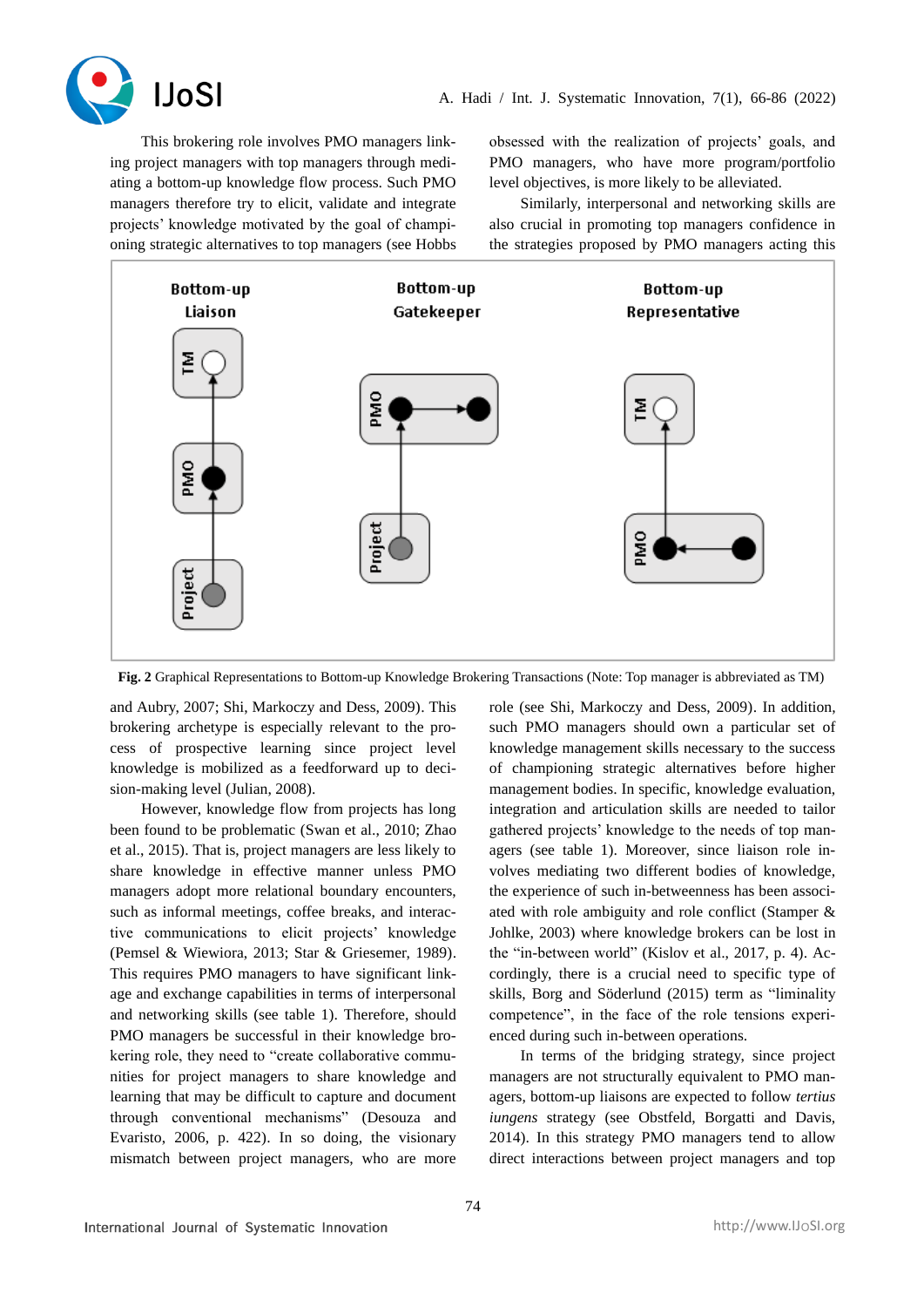This brokering role involves PMO managers linking project managers with top managers through mediating a bottom-up knowledge flow process. Such PMO managers therefore try to elicit, validate and integrate projects' knowledge motivated by the goal of championing strategic alternatives to top managers (see Hobbs and Aubry, 2007; Shi, Markoczy and Dess, 2009). This brokering archetype is especially relevant to the process of prospective learning since project level knowledge is mobilized as a feedforward up to decision-making level (Julian, 2008).

However, knowledge flow from projects has long been found to be problematic (Swan et al., 2010; Zhao et al., 2015). That is, project managers are less likely to share knowledge in effective manner unless PMO managers adopt more relational boundary encounters, such as informal meetings, coffee breaks, and interactive communications to elicit projects' knowledge (Pemsel & Wiewiora, 2013; Star & Griesemer, 1989). This requires PMO managers to have significant linkage and exchange capabilities in terms of interpersonal and networking skills (see table 1). Therefore, should PMO managers be successful in their knowledge brokering role, they need to "create collaborative communities for project managers to share knowledge and learning that may be difficult to capture and document through conventional mechanisms" (Desouza and Evaristo, 2006, p. 422). In so doing, the visionary mismatch between project managers, who are more obsessed with the realization of projects' goals, and PMO managers, who have more program/portfolio level objectives, is more likely to be alleviated.

Similarly, interpersonal and networking skills are also crucial in promoting top managers confidence in the strategies proposed by PMO managers acting this role (see Shi, Markoczy and Dess, 2009). In addition, such PMO managers should own a particular set of knowledge management skills necessary to the success of championing strategic alternatives before higher management bodies. In specific, knowledge evaluation, integration and articulation skills are needed to tailor gathered projects' knowledge to the needs of top managers (see table 1). Moreover, since liaison role involves mediating two different bodies of knowledge, the experience of such in-betweenness has been associated with role ambiguity and role conflict (Stamper & Johlke, 2003) where knowledge brokers can be lost in the "in-between world" (Kislov et al., 2017, p. 4). Accordingly, there is a crucial need to specific type of skills, Borg and Söderlund (2015) term as "liminality competence", in the face of the role tensions experienced during such in-between operations.

In terms of the bridging strategy, since project managers are not structurally equivalent to PMO managers, bottom-up liaisons are expected to follow *tertius iungens* strategy (see Obstfeld, Borgatti and Davis, 2014). In this strategy PMO managers tend to allow direct interactions between project managers and top

**Fig. 2** Graphical Representations to Bottom-up Knowledge Brokering Transactions (Note: Top manager is abbreviated as TM)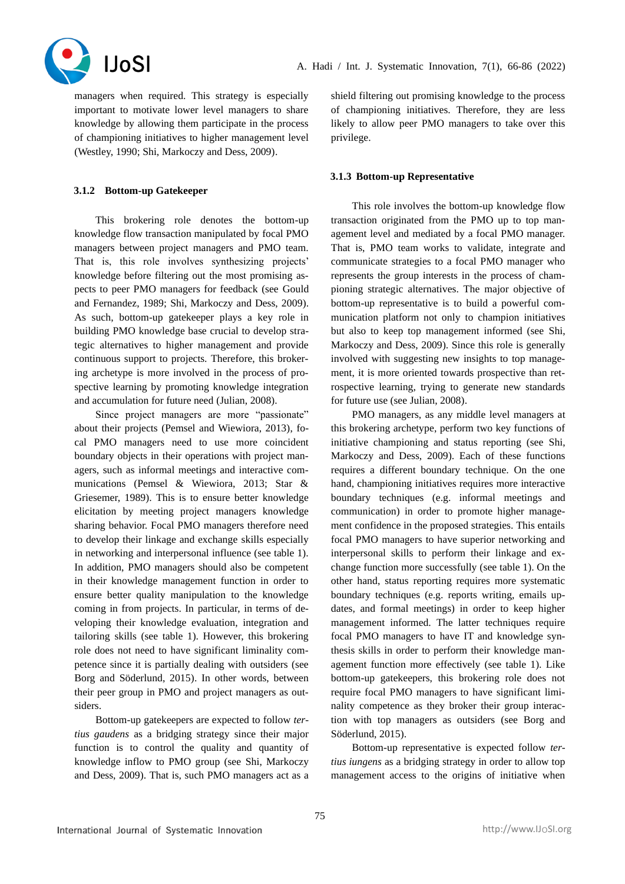managers when required. This strategy is especially important to motivate lower level managers to share knowledge by allowing them participate in the process of championing initiatives to higher management level (Westley, 1990; Shi, Markoczy and Dess, 2009).

### 3.1.2 Bottom-up Gatekeeper

This brokering role denotes the bottom-up knowledge flow transaction manipulated by focal PMO managers between project managers and PMO team. That is, this role involves synthesizing projects' knowledge before filtering out the most promising aspects to peer PMO managers for feedback (see Gould and Fernandez, 1989; Shi, Markoczy and Dess, 2009). As such, bottom-up gatekeeper plays a key role in building PMO knowledge base crucial to develop strategic alternatives to higher management and provide continuous support to projects. Therefore, this brokering archetype is more involved in the process of prospective learning by promoting knowledge integration and accumulation for future need (Julian, 2008).

Since project managers are more "passionate" about their projects (Pemsel and Wiewiora, 2013), focal PMO managers need to use more coincident boundary objects in their operations with project managers, such as informal meetings and interactive communications (Pemsel & Wiewiora, 2013; Star & Griesemer, 1989). This is to ensure better knowledge elicitation by meeting project managers knowledge sharing behavior. Focal PMO managers therefore need to develop their linkage and exchange skills especially in networking and interpersonal influence (see table 1). In addition, PMO managers should also be competent in their knowledge management function in order to ensure better quality manipulation to the knowledge coming in from projects. In particular, in terms of developing their knowledge evaluation, integration and tailoring skills (see table 1). However, this brokering role does not need to have significant liminality competence since it is partially dealing with outsiders (see Borg and Söderlund, 2015). In other words, between their peer group in PMO and project managers as outsiders.

Bottom-up gatekeepers are expected to follow *tertius gaudens* as a bridging strategy since their major function is to control the quality and quantity of knowledge inflow to PMO group (see Shi, Markoczy and Dess, 2009). That is, such PMO managers act as a shield filtering out promising knowledge to the process of championing initiatives. Therefore, they are less likely to allow peer PMO managers to take over this privilege.

### 3.1.3 Bottom-up Representative

This role involves the bottom-up knowledge flow transaction originated from the PMO up to top management level and mediated by a focal PMO manager. That is, PMO team works to validate, integrate and communicate strategies to a focal PMO manager who represents the group interests in the process of championing strategic alternatives. The major objective of bottom-up representative is to build a powerful communication platform not only to champion initiatives but also to keep top management informed (see Shi, Markoczy and Dess, 2009). Since this role is generally involved with suggesting new insights to top management, it is more oriented towards prospective than retrospective learning, trying to generate new standards for future use (see Julian, 2008).

PMO managers, as any middle level managers at this brokering archetype, perform two key functions of initiative championing and status reporting (see Shi, Markoczy and Dess, 2009). Each of these functions requires a different boundary technique. On the one hand, championing initiatives requires more interactive boundary techniques (e.g. informal meetings and communication) in order to promote higher management confidence in the proposed strategies. This entails focal PMO managers to have superior networking and interpersonal skills to perform their linkage and exchange function more successfully (see table 1). On the other hand, status reporting requires more systematic boundary techniques (e.g. reports writing, emails updates, and formal meetings) in order to keep higher management informed. The latter techniques require focal PMO managers to have IT and knowledge synthesis skills in order to perform their knowledge management function more effectively (see table 1). Like bottom-up gatekeepers, this brokering role does not require focal PMO managers to have significant liminality competence as they broker their group interaction with top managers as outsiders (see Borg and Söderlund, 2015).

Bottom-up representative is expected follow *tertius iungens* as a bridging strategy in order to allow top management access to the origins of initiative when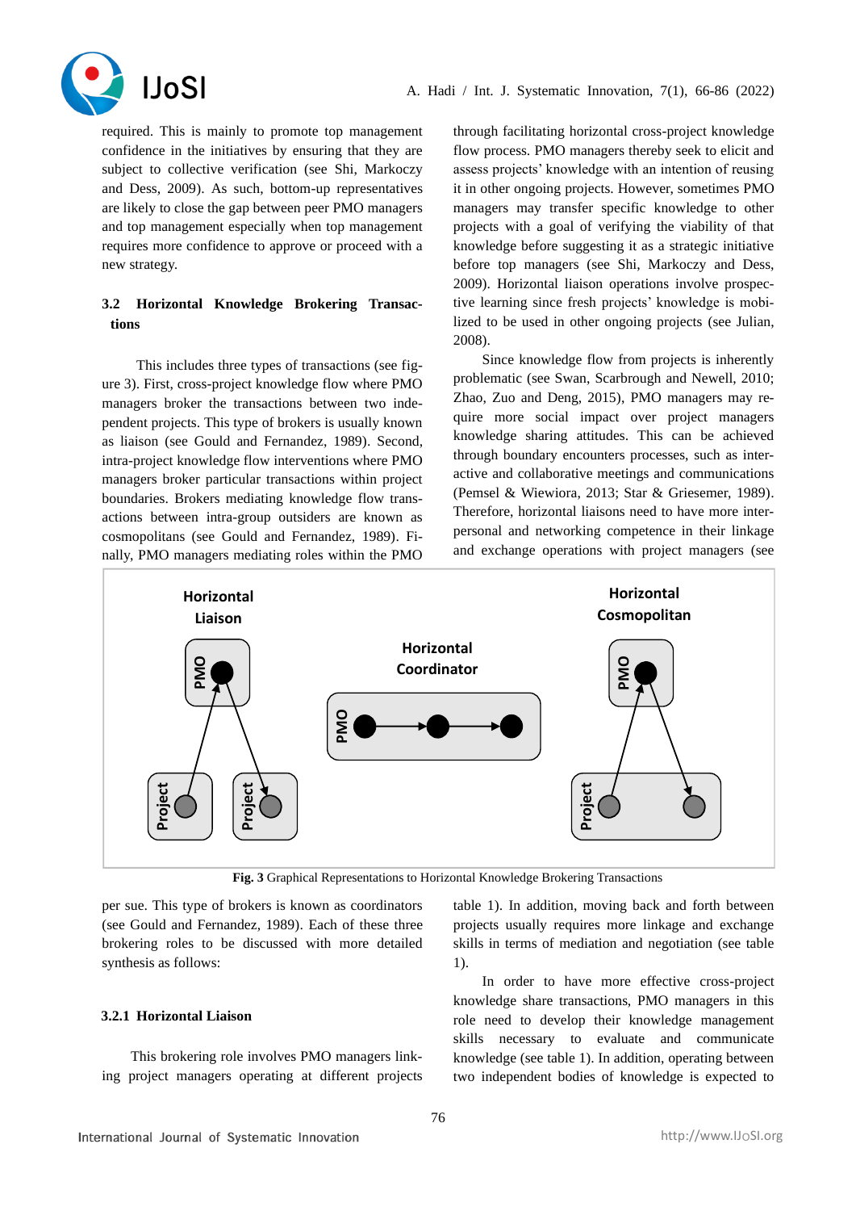required. This is mainly to promote top management confidence in the initiatives by ensuring that they are subject to collective verification (see Shi, Markoczy and Dess, 2009). As such, bottom-up representatives are likely to close the gap between peer PMO managers and top management especially when top management requires more confidence to approve or proceed with a new strategy.

### 3.2 Horizontal Knowledge Brokering Transactions

This includes three types of transactions (see figure 3). First, cross-project knowledge flow where PMO managers broker the transactions between two independent projects. This type of brokers is usually known as liaison (see Gould and Fernandez, 1989). Second, intra-project knowledge flow interventions where PMO managers broker particular transactions within project boundaries. Brokers mediating knowledge flow transactions between intra-group outsiders are known as cosmopolitans (see Gould and Fernandez, 1989). Finally, PMO managers mediating roles within the PMO per sue. This type of brokers is known as coordinators (see Gould and Fernandez, 1989). Each of these three brokering roles to be discussed with more detailed synthesis as follows:

**Fig. 3** Graphical Representations to Horizontal Knowledge Brokering Transactions

#### 3.2.1 Horizontal Liaison

This brokering role involves PMO managers linking project managers operating at different projects through facilitating horizontal cross-project knowledge flow process. PMO managers thereby seek to elicit and assess projects' knowledge with an intention of reusing it in other ongoing projects. However, sometimes PMO managers may transfer specific knowledge to other projects with a goal of verifying the viability of that knowledge before suggesting it as a strategic initiative before top managers (see Shi, Markoczy and Dess, 2009). Horizontal liaison operations involve prospective learning since fresh projects' knowledge is mobilized to be used in other ongoing projects (see Julian, 2008).

Since knowledge flow from projects is inherently problematic (see Swan, Scarbrough and Newell, 2010; Zhao, Zuo and Deng, 2015), PMO managers may require more social impact over project managers knowledge sharing attitudes. This can be achieved through boundary encounters processes, such as interactive and collaborative meetings and communications (Pemsel & Wiewiora, 2013; Star & Griesemer, 1989). Therefore, horizontal liaisons need to have more interpersonal and networking competence in their linkage and exchange operations with project managers (see table 1). In addition, moving back and forth between projects usually requires more linkage and exchange skills in terms of mediation and negotiation (see table 1).

In order to have more effective cross-project knowledge share transactions, PMO managers in this role need to develop their knowledge management skills necessary to evaluate and communicate knowledge (see table 1). In addition, operating between two independent bodies of knowledge is expected to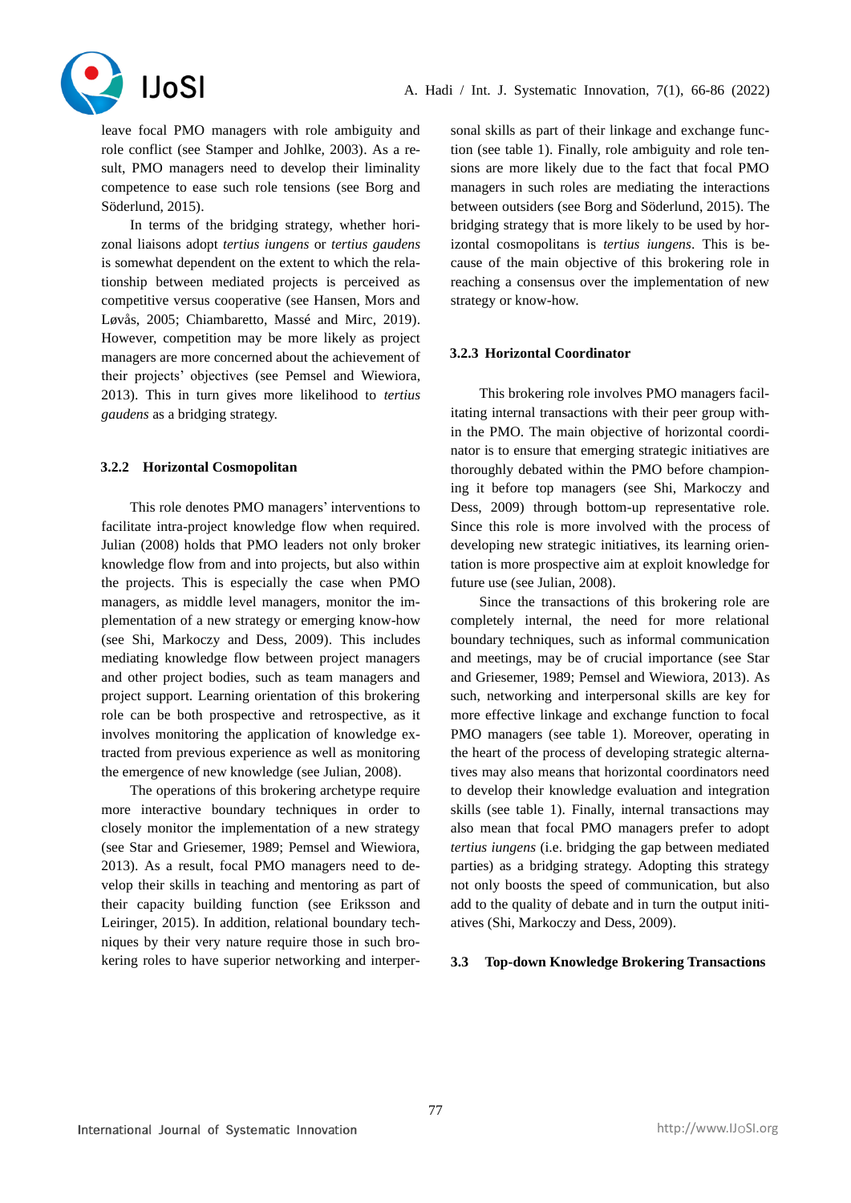leave focal PMO managers with role ambiguity and role conflict (see Stamper and Johlke, 2003). As a result, PMO managers need to develop their liminality competence to ease such role tensions (see Borg and Söderlund, 2015).

In terms of the bridging strategy, whether horizonal liaisons adopt *tertius iungens* or *tertius gaudens* is somewhat dependent on the extent to which the relationship between mediated projects is perceived as competitive versus cooperative (see Hansen, Mors and Løvås, 2005; Chiambaretto, Massé and Mirc, 2019). However, competition may be more likely as project managers are more concerned about the achievement of their projects' objectives (see Pemsel and Wiewiora, 2013). This in turn gives more likelihood to *tertius gaudens* as a bridging strategy.

#### 3.2.2 Horizontal Cosmopolitan

This role denotes PMO managers' interventions to facilitate intra-project knowledge flow when required. Julian (2008) holds that PMO leaders not only broker knowledge flow from and into projects, but also within the projects. This is especially the case when PMO managers, as middle level managers, monitor the implementation of a new strategy or emerging know-how (see Shi, Markoczy and Dess, 2009). This includes mediating knowledge flow between project managers and other project bodies, such as team managers and project support. Learning orientation of this brokering role can be both prospective and retrospective, as it involves monitoring the application of knowledge extracted from previous experience as well as monitoring the emergence of new knowledge (see Julian, 2008).

The operations of this brokering archetype require more interactive boundary techniques in order to closely monitor the implementation of a new strategy (see Star and Griesemer, 1989; Pemsel and Wiewiora, 2013). As a result, focal PMO managers need to develop their skills in teaching and mentoring as part of their capacity building function (see Eriksson and Leiringer, 2015). In addition, relational boundary techniques by their very nature require those in such brokering roles to have superior networking and interpersonal skills as part of their linkage and exchange function (see table 1). Finally, role ambiguity and role tensions are more likely due to the fact that focal PMO managers in such roles are mediating the interactions between outsiders (see Borg and Söderlund, 2015). The bridging strategy that is more likely to be used by horizontal cosmopolitans is *tertius iungens*. This is because of the main objective of this brokering role in reaching a consensus over the implementation of new strategy or know-how.

#### 3.2.3 Horizontal Coordinator

This brokering role involves PMO managers facilitating internal transactions with their peer group within the PMO. The main objective of horizontal coordinator is to ensure that emerging strategic initiatives are thoroughly debated within the PMO before championing it before top managers (see Shi, Markoczy and Dess, 2009) through bottom-up representative role. Since this role is more involved with the process of developing new strategic initiatives, its learning orientation is more prospective aim at exploit knowledge for future use (see Julian, 2008).

Since the transactions of this brokering role are completely internal, the need for more relational boundary techniques, such as informal communication and meetings, may be of crucial importance (see Star and Griesemer, 1989; Pemsel and Wiewiora, 2013). As such, networking and interpersonal skills are key for more effective linkage and exchange function to focal PMO managers (see table 1). Moreover, operating in the heart of the process of developing strategic alternatives may also means that horizontal coordinators need to develop their knowledge evaluation and integration skills (see table 1). Finally, internal transactions may also mean that focal PMO managers prefer to adopt *tertius iungens* (i.e. bridging the gap between mediated parties) as a bridging strategy. Adopting this strategy not only boosts the speed of communication, but also add to the quality of debate and in turn the output initiatives (Shi, Markoczy and Dess, 2009).

### 3.3 Top-down Knowledge Brokering Transactions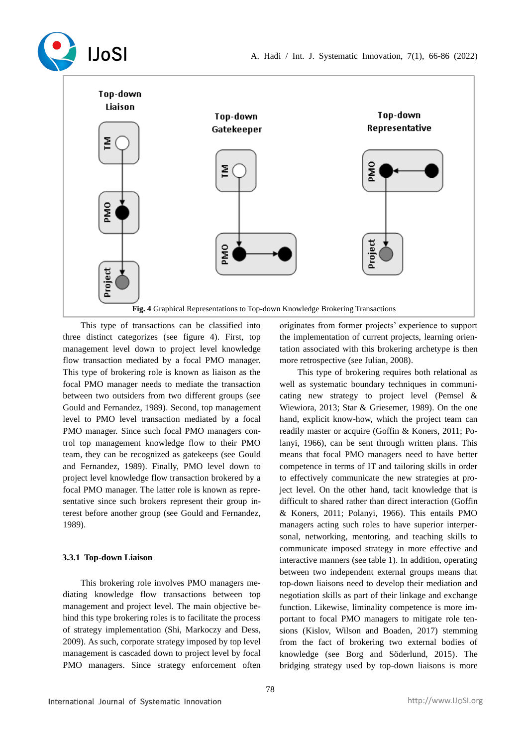Fig. 4 Graphical Representations to Top-down Knowledge Brokering Transactions

This type of transactions can be classified into three distinct categorizes (see figure 4). First, top management level down to project level knowledge flow transaction mediated by a focal PMO manager. This type of brokering role is known as liaison as the focal PMO manager needs to mediate the transaction between two outsiders from two different groups (see Gould and Fernandez, 1989). Second, top management level to PMO level transaction mediated by a focal PMO manager. Since such focal PMO managers control top management knowledge flow to their PMO team, they can be recognized as gatekeeps (see Gould and Fernandez, 1989). Finally, PMO level down to project level knowledge flow transaction brokered by a focal PMO manager. The latter role is known as representative since such brokers represent their group interest before another group (see Gould and Fernandez, 1989).

### 3.3.1 Top-down Liaison

This brokering role involves PMO managers mediating knowledge flow transactions between top management and project level. The main objective behind this type brokering roles is to facilitate the process of strategy implementation (Shi, Markoczy and Dess, 2009). As such, corporate strategy imposed by top level management is cascaded down to project level by focal PMO managers. Since strategy enforcement often originates from former projects' experience to support the implementation of current projects, learning orientation associated with this brokering archetype is then more retrospective (see Julian, 2008).

This type of brokering requires both relational as well as systematic boundary techniques in communicating new strategy to project level (Pemsel & Wiewiora, 2013; Star & Griesemer, 1989). On the one hand, explicit know-how, which the project team can readily master or acquire (Goffin & Koners, 2011; Polanyi, 1966), can be sent through written plans. This means that focal PMO managers need to have better competence in terms of IT and tailoring skills in order to effectively communicate the new strategies at project level. On the other hand, tacit knowledge that is difficult to shared rather than direct interaction (Goffin & Koners, 2011; Polanyi, 1966). This entails PMO managers acting such roles to have superior interpersonal, networking, mentoring, and teaching skills to communicate imposed strategy in more effective and interactive manners (see table 1). In addition, operating between two independent external groups means that top-down liaisons need to develop their mediation and negotiation skills as part of their linkage and exchange function. Likewise, liminality competence is more important to focal PMO managers to mitigate role tensions (Kislov, Wilson and Boaden, 2017) stemming from the fact of brokering two external bodies of knowledge (see Borg and Söderlund, 2015). The bridging strategy used by top-down liaisons is more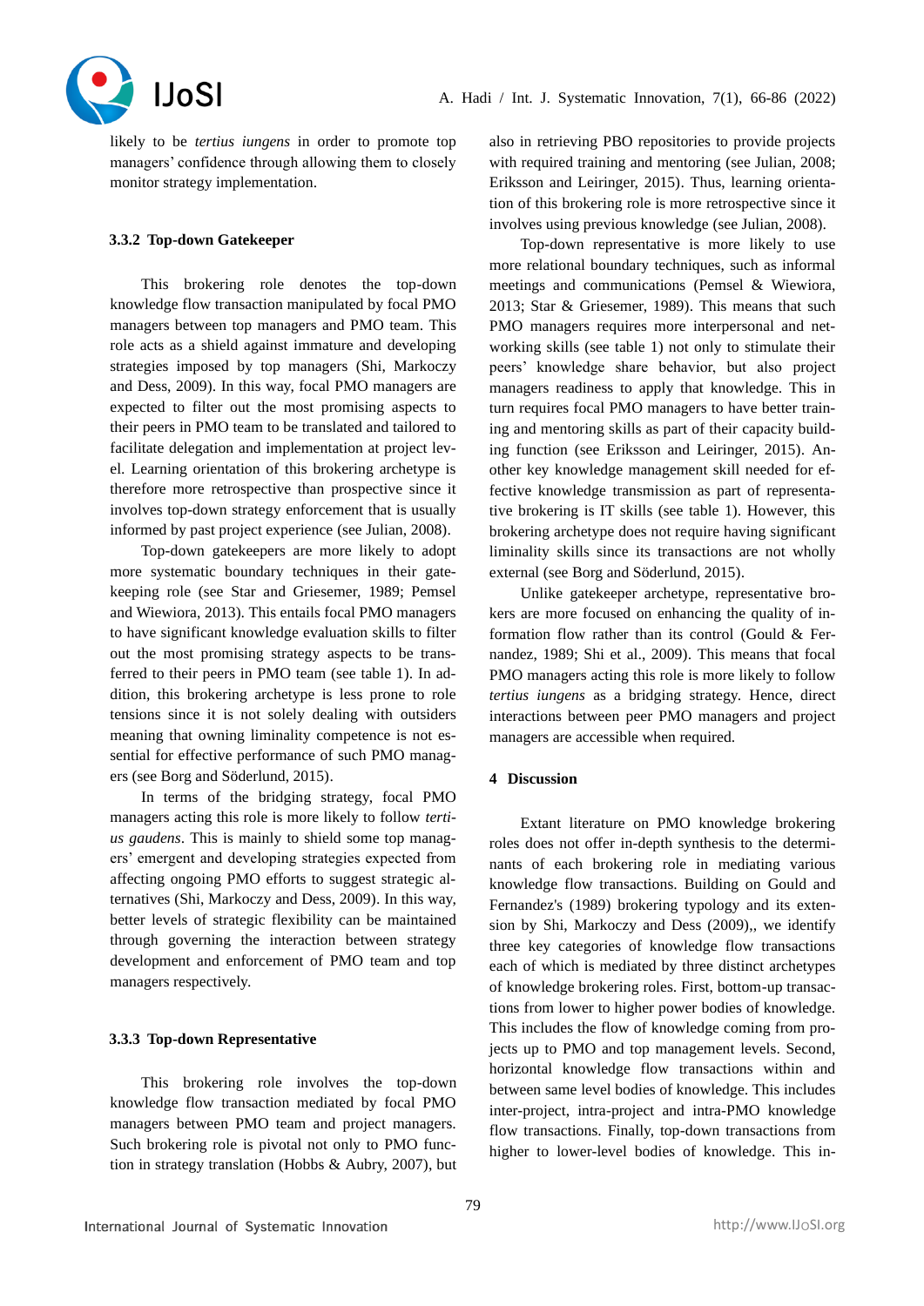likely to be *tertius iungens* in order to promote top managers' confidence through allowing them to closely monitor strategy implementation.

### 3.3.2 Top-down Gatekeeper

This brokering role denotes the top-down knowledge flow transaction manipulated by focal PMO managers between top managers and PMO team. This role acts as a shield against immature and developing strategies imposed by top managers (Shi, Markoczy and Dess, 2009). In this way, focal PMO managers are expected to filter out the most promising aspects to their peers in PMO team to be translated and tailored to facilitate delegation and implementation at project level. Learning orientation of this brokering archetype is therefore more retrospective than prospective since it involves top-down strategy enforcement that is usually informed by past project experience (see Julian, 2008).

Top-down gatekeepers are more likely to adopt more systematic boundary techniques in their gatekeeping role (see Star and Griesemer, 1989; Pemsel and Wiewiora, 2013). This entails focal PMO managers to have significant knowledge evaluation skills to filter out the most promising strategy aspects to be transferred to their peers in PMO team (see table 1). In addition, this brokering archetype is less prone to role tensions since it is not solely dealing with outsiders meaning that owning liminality competence is not essential for effective performance of such PMO managers (see Borg and Söderlund, 2015).

In terms of the bridging strategy, focal PMO managers acting this role is more likely to follow *tertius gaudens*. This is mainly to shield some top managers' emergent and developing strategies expected from affecting ongoing PMO efforts to suggest strategic alternatives (Shi, Markoczy and Dess, 2009). In this way, better levels of strategic flexibility can be maintained through governing the interaction between strategy development and enforcement of PMO team and top managers respectively.

### 3.3.3 Top-down Representative

This brokering role involves the top-down knowledge flow transaction mediated by focal PMO managers between PMO team and project managers. Such brokering role is pivotal not only to PMO function in strategy translation (Hobbs & Aubry, 2007), but also in retrieving PBO repositories to provide projects with required training and mentoring (see Julian, 2008; Eriksson and Leiringer, 2015). Thus, learning orientation of this brokering role is more retrospective since it involves using previous knowledge (see Julian, 2008).

Top-down representative is more likely to use more relational boundary techniques, such as informal meetings and communications (Pemsel & Wiewiora, 2013; Star & Griesemer, 1989). This means that such PMO managers requires more interpersonal and networking skills (see table 1) not only to stimulate their peers' knowledge share behavior, but also project managers readiness to apply that knowledge. This in turn requires focal PMO managers to have better training and mentoring skills as part of their capacity building function (see Eriksson and Leiringer, 2015). Another key knowledge management skill needed for effective knowledge transmission as part of representative brokering is IT skills (see table 1). However, this brokering archetype does not require having significant liminality skills since its transactions are not wholly external (see Borg and Söderlund, 2015).

Unlike gatekeeper archetype, representative brokers are more focused on enhancing the quality of information flow rather than its control (Gould & Fernandez, 1989; Shi et al., 2009). This means that focal PMO managers acting this role is more likely to follow *tertius iungens* as a bridging strategy. Hence, direct interactions between peer PMO managers and project managers are accessible when required.

## 4 Discussion

Extant literature on PMO knowledge brokering roles does not offer in-depth synthesis to the determinants of each brokering role in mediating various knowledge flow transactions. Building on Gould and Fernandez's (1989) brokering typology and its extension by Shi, Markoczy and Dess (2009),, we identify three key categories of knowledge flow transactions each of which is mediated by three distinct archetypes of knowledge brokering roles. First, bottom-up transactions from lower to higher power bodies of knowledge. This includes the flow of knowledge coming from projects up to PMO and top management levels. Second, horizontal knowledge flow transactions within and between same level bodies of knowledge. This includes inter-project, intra-project and intra-PMO knowledge flow transactions. Finally, top-down transactions from higher to lower-level bodies of knowledge. This in-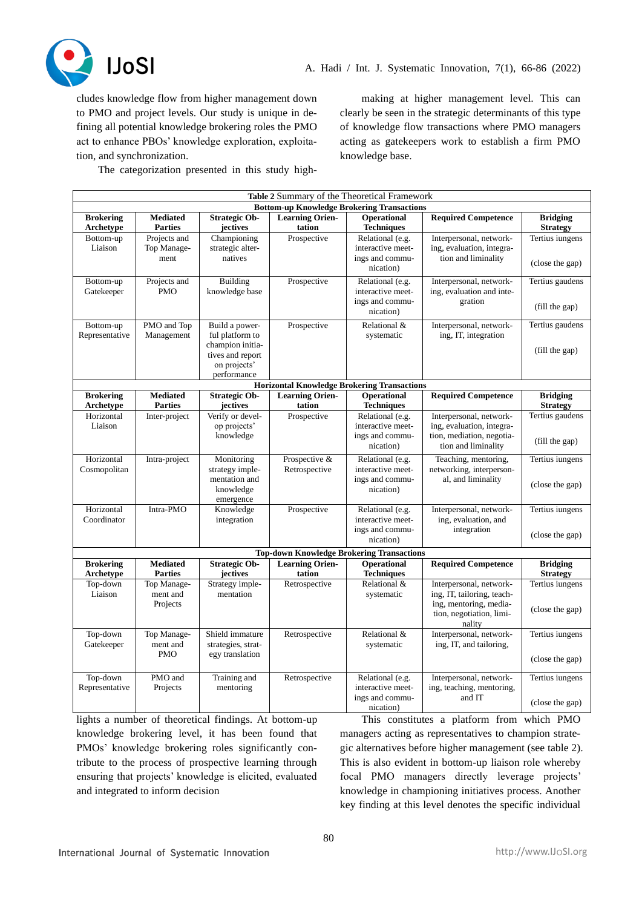cludes knowledge flow from higher management down to PMO and project levels. Our study is unique in defining all potential knowledge brokering roles the PMO act to enhance PBOs' knowledge exploration, exploitation, and synchronization.

The categorization presented in this study highlights a number of theoretical findings. At bottom-up knowledge brokering level, it has been found that PMOs' knowledge brokering roles significantly contribute to the process of prospective learning through ensuring that projects' knowledge is elicited, evaluated and integrated to inform decision making at higher management level. This can clearly be seen in the strategic determinants of this type of knowledge flow transactions where PMO managers acting as gatekeepers work to establish a firm PMO knowledge base.

**Table 2** Summary of the Theoretical Framework

| Brokering Archetype | Mediated Parties | Strategic Objectives | Learning Orientation | Operational Techniques | Required Competence | Bridging Strategy |
|---|---|---|---|---|---|---|
| **Bottom-up Knowledge Brokering Transactions** | | | | | | |
| Bottom-up Liaison | Projects and Top Management | Championing strategic alternatives | Prospective | Relational (e.g. interactive meetings and communication) | Interpersonal, networking, evaluation, integration and liminality | Tertius iungens (close the gap) |
| Bottom-up Gatekeeper | Projects and PMO | Building knowledge base | Prospective | Relational (e.g. interactive meetings and communication) | Interpersonal, networking, evaluation and integration | Tertius gaudens (fill the gap) |
| Bottom-up Representative | PMO and Top Management | Build a powerful platform to champion initiatives and report on projects' performance | Prospective | Relational & systematic | Interpersonal, networking, IT, integration | Tertius gaudens (fill the gap) |
| **Horizontal Knowledge Brokering Transactions** | | | | | | |
| Horizontal Liaison | Inter-project | Verify or develop projects' knowledge | Prospective | Relational (e.g. interactive meetings and communication) | Interpersonal, networking, evaluation, integration, mediation, negotiation and liminality | Tertius gaudens (fill the gap) |
| Horizontal Cosmopolitan | Intra-project | Monitoring strategy implementation and knowledge emergence | Prospective & Retrospective | Relational (e.g. interactive meetings and communication) | Teaching, mentoring, networking, interpersonal, and liminality | Tertius iungens (close the gap) |
| Horizontal Coordinator | Intra-PMO | Knowledge integration | Prospective | Relational (e.g. interactive meetings and communication) | Interpersonal, networking, evaluation, and integration | Tertius iungens (close the gap) |
| **Top-down Knowledge Brokering Transactions** | | | | | | |
| Top-down Liaison | Top Management and Projects | Strategy implementation | Retrospective | Relational & systematic | Interpersonal, networking, IT, tailoring, teaching, mentoring, mediation, negotiation, liminality | Tertius iungens (close the gap) |
| Top-down Gatekeeper | Top Management and PMO | Shield immature strategies, strategy translation | Retrospective | Relational & systematic | Interpersonal, networking, IT, and tailoring, | Tertius iungens (close the gap) |
| Top-down Representative | PMO and Projects | Training and mentoring | Retrospective | Relational (e.g. interactive meetings and communication) | Interpersonal, networking, teaching, mentoring, and IT | Tertius iungens (close the gap) |

This constitutes a platform from which PMO managers acting as representatives to champion strategic alternatives before higher management (see table 2). This is also evident in bottom-up liaison role whereby focal PMO managers directly leverage projects' knowledge in championing initiatives process. Another key finding at this level denotes the specific individual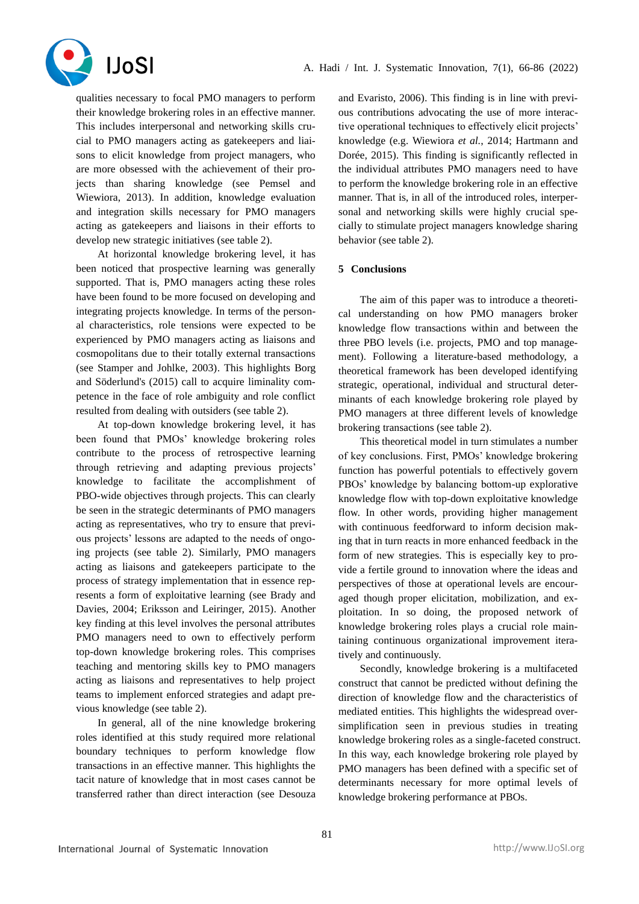qualities necessary to focal PMO managers to perform their knowledge brokering roles in an effective manner. This includes interpersonal and networking skills crucial to PMO managers acting as gatekeepers and liaisons to elicit knowledge from project managers, who are more obsessed with the achievement of their projects than sharing knowledge (see Pemsel and Wiewiora, 2013). In addition, knowledge evaluation and integration skills necessary for PMO managers acting as gatekeepers and liaisons in their efforts to develop new strategic initiatives (see table 2).

At horizontal knowledge brokering level, it has been noticed that prospective learning was generally supported. That is, PMO managers acting these roles have been found to be more focused on developing and integrating projects knowledge. In terms of the personal characteristics, role tensions were expected to be experienced by PMO managers acting as liaisons and cosmopolitans due to their totally external transactions (see Stamper and Johlke, 2003). This highlights Borg and Söderlund's (2015) call to acquire liminality competence in the face of role ambiguity and role conflict resulted from dealing with outsiders (see table 2).

At top-down knowledge brokering level, it has been found that PMOs' knowledge brokering roles contribute to the process of retrospective learning through retrieving and adapting previous projects' knowledge to facilitate the accomplishment of PBO-wide objectives through projects. This can clearly be seen in the strategic determinants of PMO managers acting as representatives, who try to ensure that previous projects' lessons are adapted to the needs of ongoing projects (see table 2). Similarly, PMO managers acting as liaisons and gatekeepers participate to the process of strategy implementation that in essence represents a form of exploitative learning (see Brady and Davies, 2004; Eriksson and Leiringer, 2015). Another key finding at this level involves the personal attributes PMO managers need to own to effectively perform top-down knowledge brokering roles. This comprises teaching and mentoring skills key to PMO managers acting as liaisons and representatives to help project teams to implement enforced strategies and adapt previous knowledge (see table 2).

In general, all of the nine knowledge brokering roles identified at this study required more relational boundary techniques to perform knowledge flow transactions in an effective manner. This highlights the tacit nature of knowledge that in most cases cannot be transferred rather than direct interaction (see Desouza and Evaristo, 2006). This finding is in line with previous contributions advocating the use of more interactive operational techniques to effectively elicit projects' knowledge (e.g. Wiewiora *et al.*, 2014; Hartmann and Dorée, 2015). This finding is significantly reflected in the individual attributes PMO managers need to have to perform the knowledge brokering role in an effective manner. That is, in all of the introduced roles, interpersonal and networking skills were highly crucial specially to stimulate project managers knowledge sharing behavior (see table 2).

## 5 Conclusions

The aim of this paper was to introduce a theoretical understanding on how PMO managers broker knowledge flow transactions within and between the three PBO levels (i.e. projects, PMO and top management). Following a literature-based methodology, a theoretical framework has been developed identifying strategic, operational, individual and structural determinants of each knowledge brokering role played by PMO managers at three different levels of knowledge brokering transactions (see table 2).

This theoretical model in turn stimulates a number of key conclusions. First, PMOs' knowledge brokering function has powerful potentials to effectively govern PBOs' knowledge by balancing bottom-up explorative knowledge flow with top-down exploitative knowledge flow. In other words, providing higher management with continuous feedforward to inform decision making that in turn reacts in more enhanced feedback in the form of new strategies. This is especially key to provide a fertile ground to innovation where the ideas and perspectives of those at operational levels are encouraged though proper elicitation, mobilization, and exploitation. In so doing, the proposed network of knowledge brokering roles plays a crucial role maintaining continuous organizational improvement iteratively and continuously.

Secondly, knowledge brokering is a multifaceted construct that cannot be predicted without defining the direction of knowledge flow and the characteristics of mediated entities. This highlights the widespread oversimplification seen in previous studies in treating knowledge brokering roles as a single-faceted construct. In this way, each knowledge brokering role played by PMO managers has been defined with a specific set of determinants necessary for more optimal levels of knowledge brokering performance at PBOs.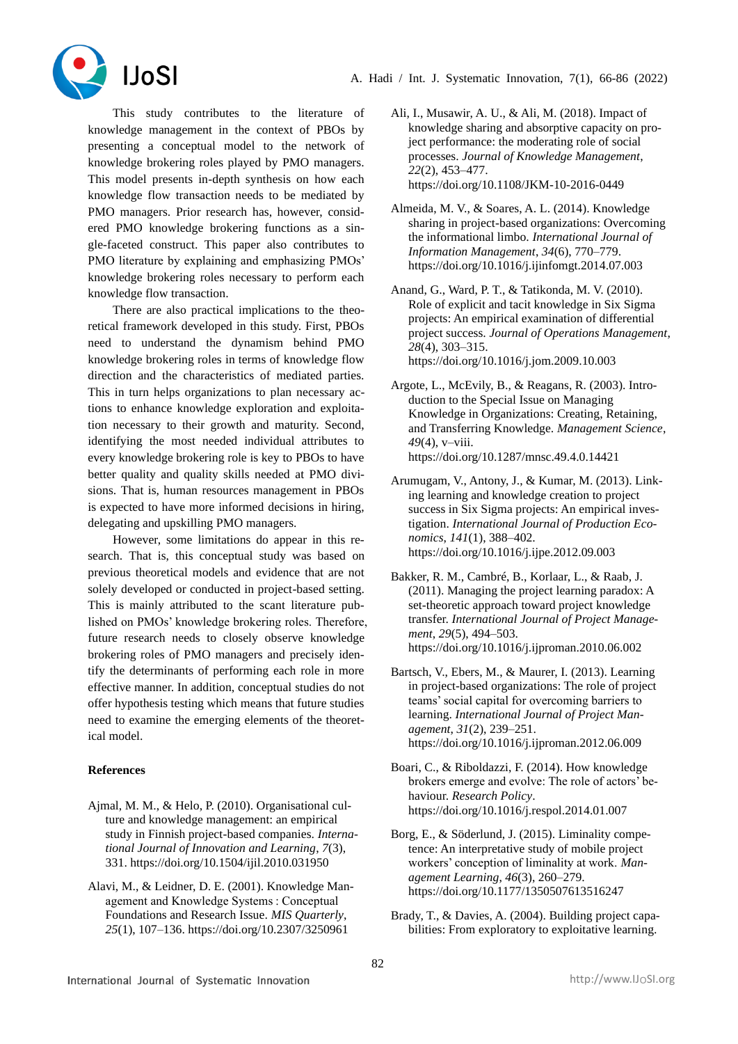This study contributes to the literature of knowledge management in the context of PBOs by presenting a conceptual model to the network of knowledge brokering roles played by PMO managers. This model presents in-depth synthesis on how each knowledge flow transaction needs to be mediated by PMO managers. Prior research has, however, considered PMO knowledge brokering functions as a single-faceted construct. This paper also contributes to PMO literature by explaining and emphasizing PMOs' knowledge brokering roles necessary to perform each knowledge flow transaction.

There are also practical implications to the theoretical framework developed in this study. First, PBOs need to understand the dynamism behind PMO knowledge brokering roles in terms of knowledge flow direction and the characteristics of mediated parties. This in turn helps organizations to plan necessary actions to enhance knowledge exploration and exploitation necessary to their growth and maturity. Second, identifying the most needed individual attributes to every knowledge brokering role is key to PBOs to have better quality and quality skills needed at PMO divisions. That is, human resources management in PBOs is expected to have more informed decisions in hiring, delegating and upskilling PMO managers.

However, some limitations do appear in this research. That is, this conceptual study was based on previous theoretical models and evidence that are not solely developed or conducted in project-based setting. This is mainly attributed to the scant literature published on PMOs' knowledge brokering roles. Therefore, future research needs to closely observe knowledge brokering roles of PMO managers and precisely identify the determinants of performing each role in more effective manner. In addition, conceptual studies do not offer hypothesis testing which means that future studies need to examine the emerging elements of the theoretical model.

**References**

Ajmal, M. M., & Helo, P. (2010). Organisational culture and knowledge management: an empirical study in Finnish project-based companies. *International Journal of Innovation and Learning*, *7*(3), 331. https://doi.org/10.1504/ijil.2010.031950

Alavi, M., & Leidner, D. E. (2001). Knowledge Management and Knowledge Systems : Conceptual Foundations and Research Issue. *MIS Quarterly*, *25*(1), 107–136. https://doi.org/10.2307/3250961

Ali, I., Musawir, A. U., & Ali, M. (2018). Impact of knowledge sharing and absorptive capacity on project performance: the moderating role of social processes. *Journal of Knowledge Management*, *22*(2), 453–477. https://doi.org/10.1108/JKM-10-2016-0449

Almeida, M. V., & Soares, A. L. (2014). Knowledge sharing in project-based organizations: Overcoming the informational limbo. *International Journal of Information Management*, *34*(6), 770–779. https://doi.org/10.1016/j.ijinfomgt.2014.07.003

Anand, G., Ward, P. T., & Tatikonda, M. V. (2010). Role of explicit and tacit knowledge in Six Sigma projects: An empirical examination of differential project success. *Journal of Operations Management*, *28*(4), 303–315. https://doi.org/10.1016/j.jom.2009.10.003

Argote, L., McEvily, B., & Reagans, R. (2003). Introduction to the Special Issue on Managing Knowledge in Organizations: Creating, Retaining, and Transferring Knowledge. *Management Science*, *49*(4), v–viii. https://doi.org/10.1287/mnsc.49.4.0.14421

Arumugam, V., Antony, J., & Kumar, M. (2013). Linking learning and knowledge creation to project success in Six Sigma projects: An empirical investigation. *International Journal of Production Economics*, *141*(1), 388–402. https://doi.org/10.1016/j.ijpe.2012.09.003

Bakker, R. M., Cambré, B., Korlaar, L., & Raab, J. (2011). Managing the project learning paradox: A set-theoretic approach toward project knowledge transfer. *International Journal of Project Management*, *29*(5), 494–503. https://doi.org/10.1016/j.ijproman.2010.06.002

Bartsch, V., Ebers, M., & Maurer, I. (2013). Learning in project-based organizations: The role of project teams' social capital for overcoming barriers to learning. *International Journal of Project Management*, *31*(2), 239–251. https://doi.org/10.1016/j.ijproman.2012.06.009

Boari, C., & Riboldazzi, F. (2014). How knowledge brokers emerge and evolve: The role of actors' behaviour. *Research Policy*. https://doi.org/10.1016/j.respol.2014.01.007

Borg, E., & Söderlund, J. (2015). Liminality competence: An interpretative study of mobile project workers' conception of liminality at work. *Management Learning*, *46*(3), 260–279. https://doi.org/10.1177/1350507613516247

Brady, T., & Davies, A. (2004). Building project capabilities: From exploratory to exploitative learning.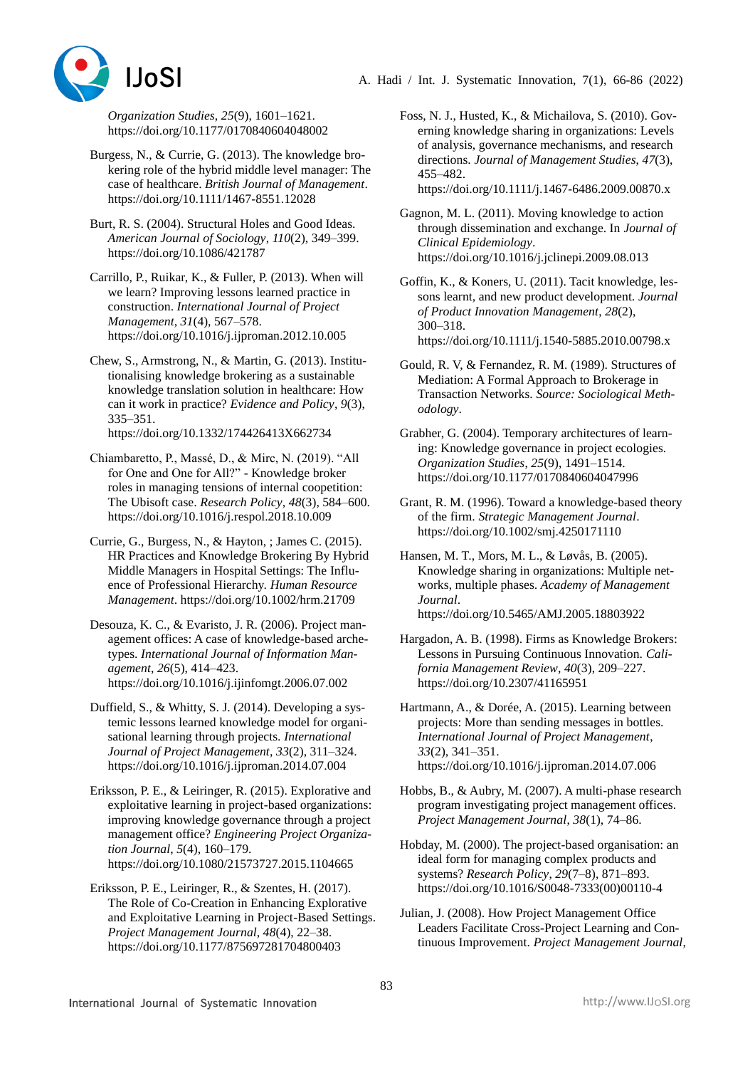*Organization Studies*, *25*(9), 1601–1621. https://doi.org/10.1177/0170840604048002

Burgess, N., & Currie, G. (2013). The knowledge brokering role of the hybrid middle level manager: The case of healthcare. *British Journal of Management*. https://doi.org/10.1111/1467-8551.12028

Burt, R. S. (2004). Structural Holes and Good Ideas. *American Journal of Sociology*, *110*(2), 349–399. https://doi.org/10.1086/421787

Carrillo, P., Ruikar, K., & Fuller, P. (2013). When will we learn? Improving lessons learned practice in construction. *International Journal of Project Management*, *31*(4), 567–578. https://doi.org/10.1016/j.ijproman.2012.10.005

Chew, S., Armstrong, N., & Martin, G. (2013). Institutionalising knowledge brokering as a sustainable knowledge translation solution in healthcare: How can it work in practice? *Evidence and Policy*, *9*(3), 335–351. https://doi.org/10.1332/174426413X662734

Chiambaretto, P., Massé, D., & Mirc, N. (2019). "All for One and One for All?" - Knowledge broker roles in managing tensions of internal coopetition: The Ubisoft case. *Research Policy*, *48*(3), 584–600. https://doi.org/10.1016/j.respol.2018.10.009

Currie, G., Burgess, N., & Hayton, ; James C. (2015). HR Practices and Knowledge Brokering By Hybrid Middle Managers in Hospital Settings: The Influence of Professional Hierarchy. *Human Resource Management*. https://doi.org/10.1002/hrm.21709

Desouza, K. C., & Evaristo, J. R. (2006). Project management offices: A case of knowledge-based archetypes. *International Journal of Information Management*, *26*(5), 414–423. https://doi.org/10.1016/j.ijinfomgt.2006.07.002

Duffield, S., & Whitty, S. J. (2014). Developing a systemic lessons learned knowledge model for organisational learning through projects. *International Journal of Project Management*, *33*(2), 311–324. https://doi.org/10.1016/j.ijproman.2014.07.004

Eriksson, P. E., & Leiringer, R. (2015). Explorative and exploitative learning in project-based organizations: improving knowledge governance through a project management office? *Engineering Project Organization Journal*, *5*(4), 160–179. https://doi.org/10.1080/21573727.2015.1104665

Eriksson, P. E., Leiringer, R., & Szentes, H. (2017). The Role of Co-Creation in Enhancing Explorative and Exploitative Learning in Project-Based Settings. *Project Management Journal*, *48*(4), 22–38. https://doi.org/10.1177/875697281704800403

Foss, N. J., Husted, K., & Michailova, S. (2010). Governing knowledge sharing in organizations: Levels of analysis, governance mechanisms, and research directions. *Journal of Management Studies*, *47*(3), 455–482. https://doi.org/10.1111/j.1467-6486.2009.00870.x

Gagnon, M. L. (2011). Moving knowledge to action through dissemination and exchange. In *Journal of Clinical Epidemiology*. https://doi.org/10.1016/j.jclinepi.2009.08.013

Goffin, K., & Koners, U. (2011). Tacit knowledge, lessons learnt, and new product development. *Journal of Product Innovation Management*, *28*(2), 300–318. https://doi.org/10.1111/j.1540-5885.2010.00798.x

Gould, R. V, & Fernandez, R. M. (1989). Structures of Mediation: A Formal Approach to Brokerage in Transaction Networks. *Source: Sociological Methodology*.

Grabher, G. (2004). Temporary architectures of learning: Knowledge governance in project ecologies. *Organization Studies*, *25*(9), 1491–1514. https://doi.org/10.1177/0170840604047996

Grant, R. M. (1996). Toward a knowledge-based theory of the firm. *Strategic Management Journal*. https://doi.org/10.1002/smj.4250171110

Hansen, M. T., Mors, M. L., & Løvås, B. (2005). Knowledge sharing in organizations: Multiple networks, multiple phases. *Academy of Management Journal*. https://doi.org/10.5465/AMJ.2005.18803922

Hargadon, A. B. (1998). Firms as Knowledge Brokers: Lessons in Pursuing Continuous Innovation. *California Management Review*, *40*(3), 209–227. https://doi.org/10.2307/41165951

Hartmann, A., & Dorée, A. (2015). Learning between projects: More than sending messages in bottles. *International Journal of Project Management*, *33*(2), 341–351. https://doi.org/10.1016/j.ijproman.2014.07.006

Hobbs, B., & Aubry, M. (2007). A multi-phase research program investigating project management offices. *Project Management Journal*, *38*(1), 74–86.

Hobday, M. (2000). The project-based organisation: an ideal form for managing complex products and systems? *Research Policy*, *29*(7–8), 871–893. https://doi.org/10.1016/S0048-7333(00)00110-4

Julian, J. (2008). How Project Management Office Leaders Facilitate Cross-Project Learning and Continuous Improvement. *Project Management Journal*,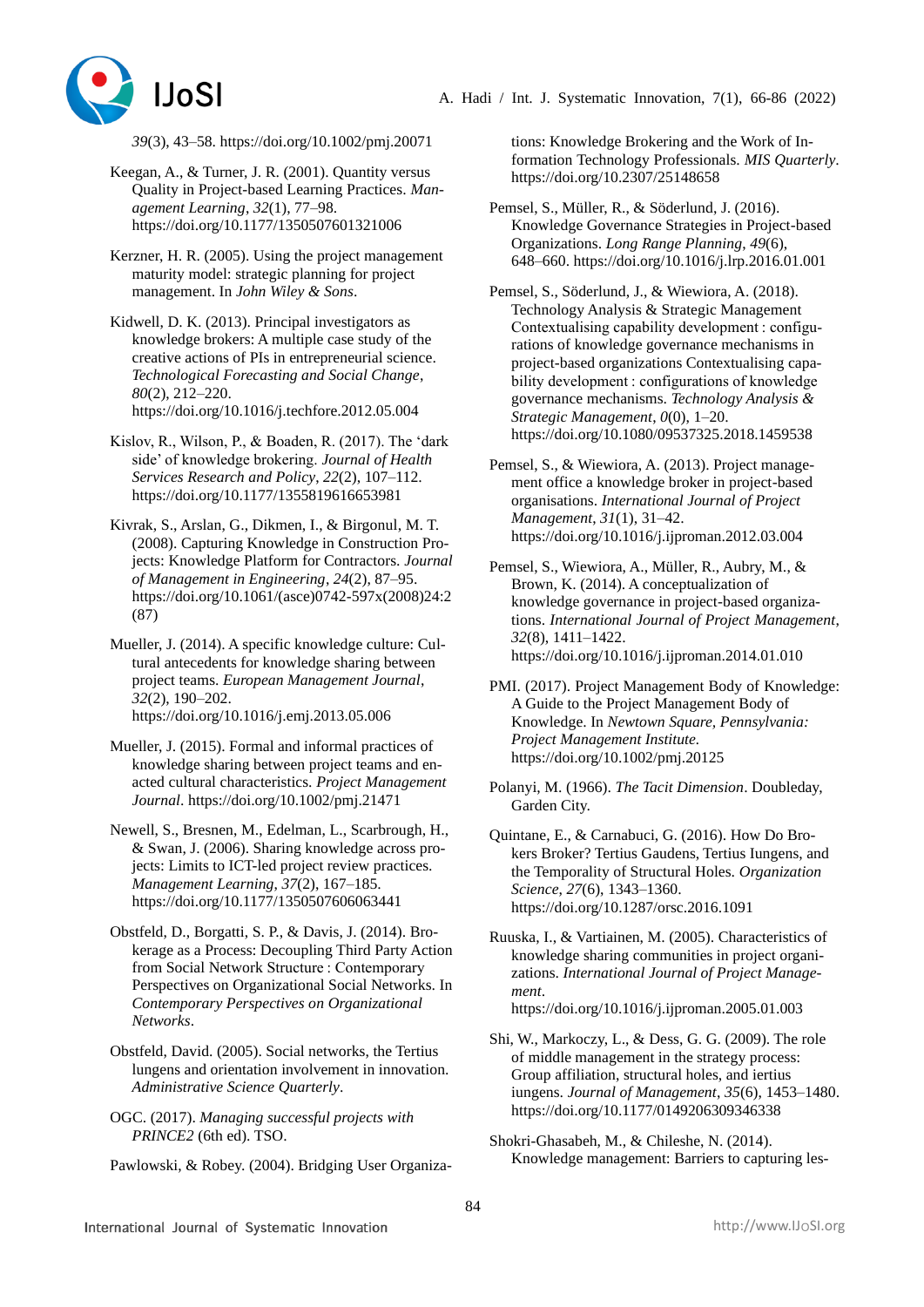*39*(3), 43–58. https://doi.org/10.1002/pmj.20071

Keegan, A., & Turner, J. R. (2001). Quantity versus Quality in Project-based Learning Practices. *Management Learning*, *32*(1), 77–98. https://doi.org/10.1177/1350507601321006

Kerzner, H. R. (2005). Using the project management maturity model: strategic planning for project management. In *John Wiley & Sons*.

Kidwell, D. K. (2013). Principal investigators as knowledge brokers: A multiple case study of the creative actions of PIs in entrepreneurial science. *Technological Forecasting and Social Change*, *80*(2), 212–220. https://doi.org/10.1016/j.techfore.2012.05.004

Kislov, R., Wilson, P., & Boaden, R. (2017). The 'dark side' of knowledge brokering. *Journal of Health Services Research and Policy*, *22*(2), 107–112. https://doi.org/10.1177/1355819616653981

Kivrak, S., Arslan, G., Dikmen, I., & Birgonul, M. T. (2008). Capturing Knowledge in Construction Projects: Knowledge Platform for Contractors. *Journal of Management in Engineering*, *24*(2), 87–95. https://doi.org/10.1061/(asce)0742-597x(2008)24:2(87)

Mueller, J. (2014). A specific knowledge culture: Cultural antecedents for knowledge sharing between project teams. *European Management Journal*, *32*(2), 190–202. https://doi.org/10.1016/j.emj.2013.05.006

Mueller, J. (2015). Formal and informal practices of knowledge sharing between project teams and enacted cultural characteristics. *Project Management Journal*. https://doi.org/10.1002/pmj.21471

Newell, S., Bresnen, M., Edelman, L., Scarbrough, H., & Swan, J. (2006). Sharing knowledge across projects: Limits to ICT-led project review practices. *Management Learning*, *37*(2), 167–185. https://doi.org/10.1177/1350507606063441

Obstfeld, D., Borgatti, S. P., & Davis, J. (2014). Brokerage as a Process: Decoupling Third Party Action from Social Network Structure : Contemporary Perspectives on Organizational Social Networks. In *Contemporary Perspectives on Organizational Networks*.

Obstfeld, David. (2005). Social networks, the Tertius lungens and orientation involvement in innovation. *Administrative Science Quarterly*.

OGC. (2017). *Managing successful projects with PRINCE2* (6th ed). TSO.

Pawlowski, & Robey. (2004). Bridging User Organizations: Knowledge Brokering and the Work of Information Technology Professionals. *MIS Quarterly*. https://doi.org/10.2307/25148658

Pemsel, S., Müller, R., & Söderlund, J. (2016). Knowledge Governance Strategies in Project-based Organizations. *Long Range Planning*, *49*(6), 648–660. https://doi.org/10.1016/j.lrp.2016.01.001

Pemsel, S., Söderlund, J., & Wiewiora, A. (2018). Technology Analysis & Strategic Management Contextualising capability development : configurations of knowledge governance mechanisms in project-based organizations Contextualising capability development : configurations of knowledge governance mechanisms. *Technology Analysis & Strategic Management*, *0*(0), 1–20. https://doi.org/10.1080/09537325.2018.1459538

Pemsel, S., & Wiewiora, A. (2013). Project management office a knowledge broker in project-based organisations. *International Journal of Project Management*, *31*(1), 31–42. https://doi.org/10.1016/j.ijproman.2012.03.004

Pemsel, S., Wiewiora, A., Müller, R., Aubry, M., & Brown, K. (2014). A conceptualization of knowledge governance in project-based organizations. *International Journal of Project Management*, *32*(8), 1411–1422. https://doi.org/10.1016/j.ijproman.2014.01.010

PMI. (2017). Project Management Body of Knowledge: A Guide to the Project Management Body of Knowledge. In *Newtown Square, Pennsylvania: Project Management Institute*. https://doi.org/10.1002/pmj.20125

Polanyi, M. (1966). *The Tacit Dimension*. Doubleday, Garden City.

Quintane, E., & Carnabuci, G. (2016). How Do Brokers Broker? Tertius Gaudens, Tertius Iungens, and the Temporality of Structural Holes. *Organization Science*, *27*(6), 1343–1360. https://doi.org/10.1287/orsc.2016.1091

Ruuska, I., & Vartiainen, M. (2005). Characteristics of knowledge sharing communities in project organizations. *International Journal of Project Management*. https://doi.org/10.1016/j.ijproman.2005.01.003

Shi, W., Markoczy, L., & Dess, G. G. (2009). The role of middle management in the strategy process: Group affiliation, structural holes, and iertius iungens. *Journal of Management*, *35*(6), 1453–1480. https://doi.org/10.1177/0149206309346338

Shokri-Ghasabeh, M., & Chileshe, N. (2014). Knowledge management: Barriers to capturing les-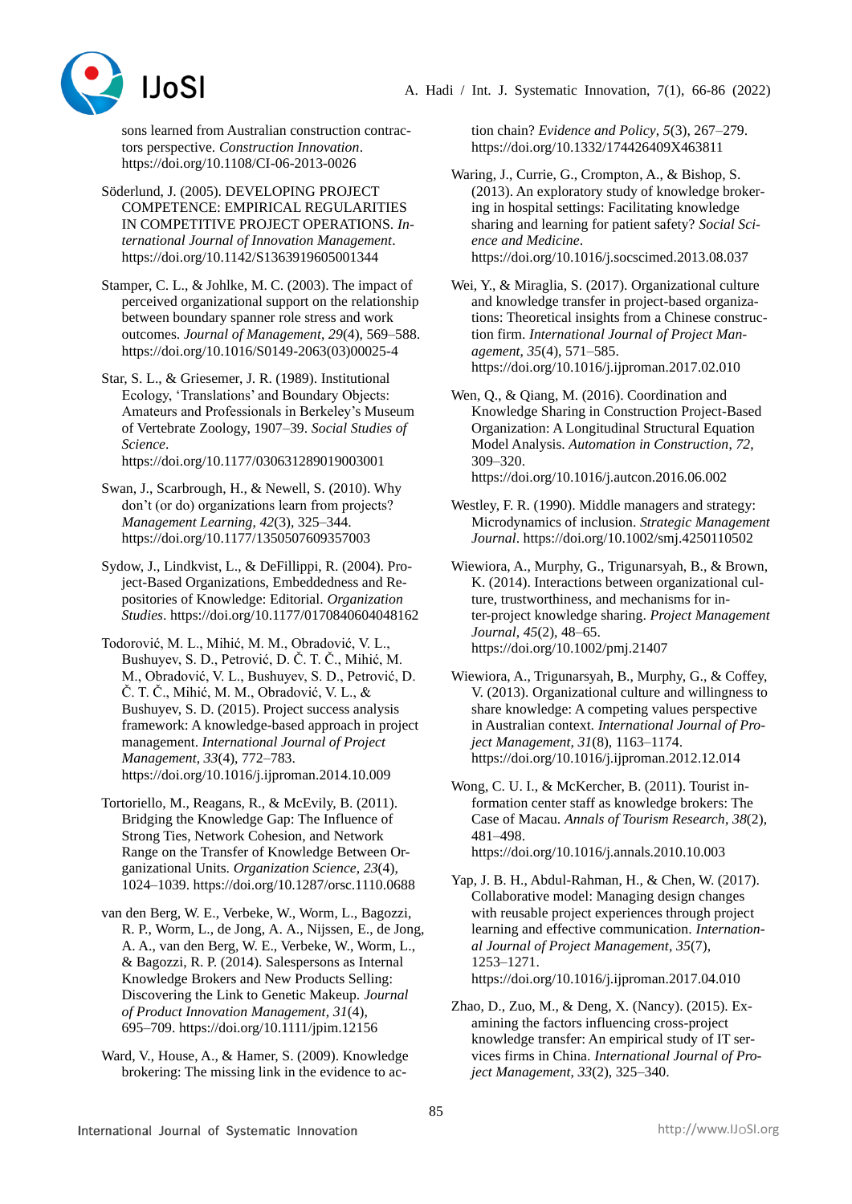sons learned from Australian construction contractors perspective. *Construction Innovation*. https://doi.org/10.1108/CI-06-2013-0026

Söderlund, J. (2005). DEVELOPING PROJECT COMPETENCE: EMPIRICAL REGULARITIES IN COMPETITIVE PROJECT OPERATIONS. *International Journal of Innovation Management*. https://doi.org/10.1142/S1363919605001344

Stamper, C. L., & Johlke, M. C. (2003). The impact of perceived organizational support on the relationship between boundary spanner role stress and work outcomes. *Journal of Management*, *29*(4), 569–588. https://doi.org/10.1016/S0149-2063(03)00025-4

Star, S. L., & Griesemer, J. R. (1989). Institutional Ecology, 'Translations' and Boundary Objects: Amateurs and Professionals in Berkeley's Museum of Vertebrate Zoology, 1907–39. *Social Studies of Science*. https://doi.org/10.1177/030631289019003001

Swan, J., Scarbrough, H., & Newell, S. (2010). Why don't (or do) organizations learn from projects? *Management Learning*, *42*(3), 325–344. https://doi.org/10.1177/1350507609357003

Sydow, J., Lindkvist, L., & DeFillippi, R. (2004). Project-Based Organizations, Embeddedness and Repositories of Knowledge: Editorial. *Organization Studies*. https://doi.org/10.1177/0170840604048162

Todorović, M. L., Mihić, M. M., Obradović, V. L., Bushuyev, S. D., Petrović, D. Č. T. Č., Mihić, M. M., Obradović, V. L., Bushuyev, S. D., Petrović, D. Č. T. Č., Mihić, M. M., Obradović, V. L., & Bushuyev, S. D. (2015). Project success analysis framework: A knowledge-based approach in project management. *International Journal of Project Management*, *33*(4), 772–783. https://doi.org/10.1016/j.ijproman.2014.10.009

Tortoriello, M., Reagans, R., & McEvily, B. (2011). Bridging the Knowledge Gap: The Influence of Strong Ties, Network Cohesion, and Network Range on the Transfer of Knowledge Between Organizational Units. *Organization Science*, *23*(4), 1024–1039. https://doi.org/10.1287/orsc.1110.0688

van den Berg, W. E., Verbeke, W., Worm, L., Bagozzi, R. P., Worm, L., de Jong, A. A., Nijssen, E., de Jong, A. A., van den Berg, W. E., Verbeke, W., Worm, L., & Bagozzi, R. P. (2014). Salespersons as Internal Knowledge Brokers and New Products Selling: Discovering the Link to Genetic Makeup. *Journal of Product Innovation Management*, *31*(4), 695–709. https://doi.org/10.1111/jpim.12156

Ward, V., House, A., & Hamer, S. (2009). Knowledge brokering: The missing link in the evidence to action chain? *Evidence and Policy*, *5*(3), 267–279. https://doi.org/10.1332/174426409X463811

Waring, J., Currie, G., Crompton, A., & Bishop, S. (2013). An exploratory study of knowledge brokering in hospital settings: Facilitating knowledge sharing and learning for patient safety? *Social Science and Medicine*. https://doi.org/10.1016/j.socscimed.2013.08.037

Wei, Y., & Miraglia, S. (2017). Organizational culture and knowledge transfer in project-based organizations: Theoretical insights from a Chinese construction firm. *International Journal of Project Management*, *35*(4), 571–585. https://doi.org/10.1016/j.ijproman.2017.02.010

Wen, Q., & Qiang, M. (2016). Coordination and Knowledge Sharing in Construction Project-Based Organization: A Longitudinal Structural Equation Model Analysis. *Automation in Construction*, *72*, 309–320. https://doi.org/10.1016/j.autcon.2016.06.002

Westley, F. R. (1990). Middle managers and strategy: Microdynamics of inclusion. *Strategic Management Journal*. https://doi.org/10.1002/smj.4250110502

Wiewiora, A., Murphy, G., Trigunarsyah, B., & Brown, K. (2014). Interactions between organizational culture, trustworthiness, and mechanisms for inter-project knowledge sharing. *Project Management Journal*, *45*(2), 48–65. https://doi.org/10.1002/pmj.21407

Wiewiora, A., Trigunarsyah, B., Murphy, G., & Coffey, V. (2013). Organizational culture and willingness to share knowledge: A competing values perspective in Australian context. *International Journal of Project Management*, *31*(8), 1163–1174. https://doi.org/10.1016/j.ijproman.2012.12.014

Wong, C. U. I., & McKercher, B. (2011). Tourist information center staff as knowledge brokers: The Case of Macau. *Annals of Tourism Research*, *38*(2), 481–498. https://doi.org/10.1016/j.annals.2010.10.003

Yap, J. B. H., Abdul-Rahman, H., & Chen, W. (2017). Collaborative model: Managing design changes with reusable project experiences through project learning and effective communication. *International Journal of Project Management*, *35*(7), 1253–1271. https://doi.org/10.1016/j.ijproman.2017.04.010

Zhao, D., Zuo, M., & Deng, X. (Nancy). (2015). Examining the factors influencing cross-project knowledge transfer: An empirical study of IT services firms in China. *International Journal of Project Management*, *33*(2), 325–340.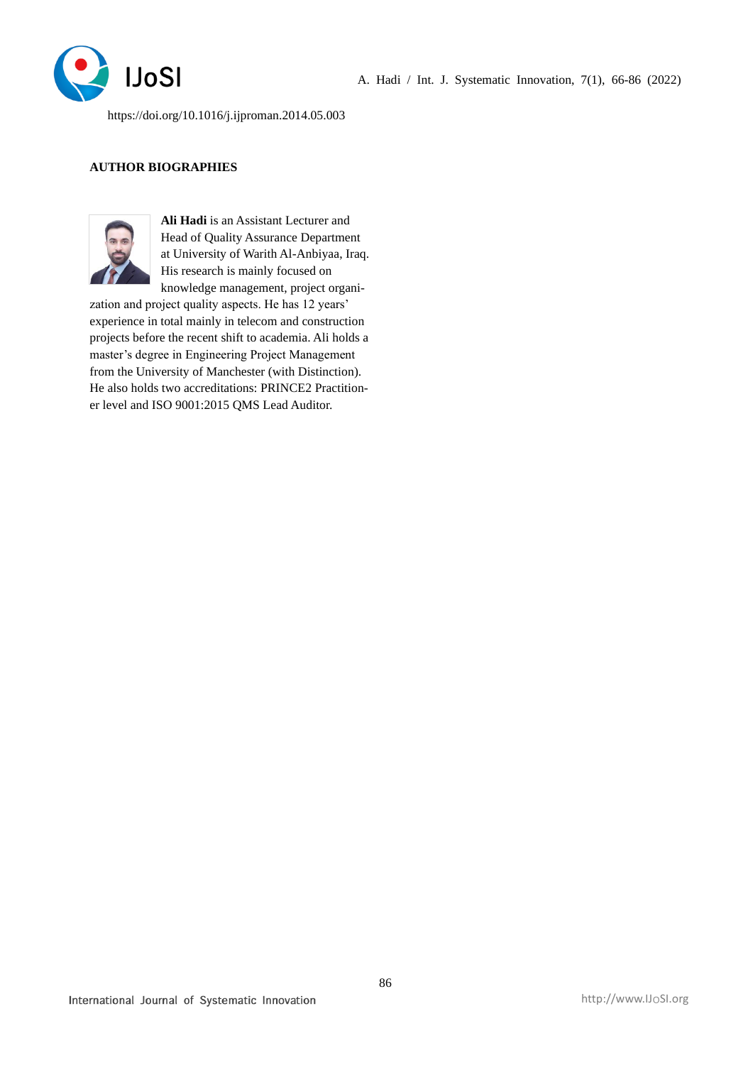https://doi.org/10.1016/j.ijproman.2014.05.003

**AUTHOR BIOGRAPHIES**

**Ali Hadi** is an Assistant Lecturer and Head of Quality Assurance Department at University of Warith Al-Anbiyaa, Iraq. His research is mainly focused on knowledge management, project organization and project quality aspects. He has 12 years' experience in total mainly in telecom and construction projects before the recent shift to academia. Ali holds a master's degree in Engineering Project Management from the University of Manchester (with Distinction). He also holds two accreditations: PRINCE2 Practitioner level and ISO 9001:2015 QMS Lead Auditor.